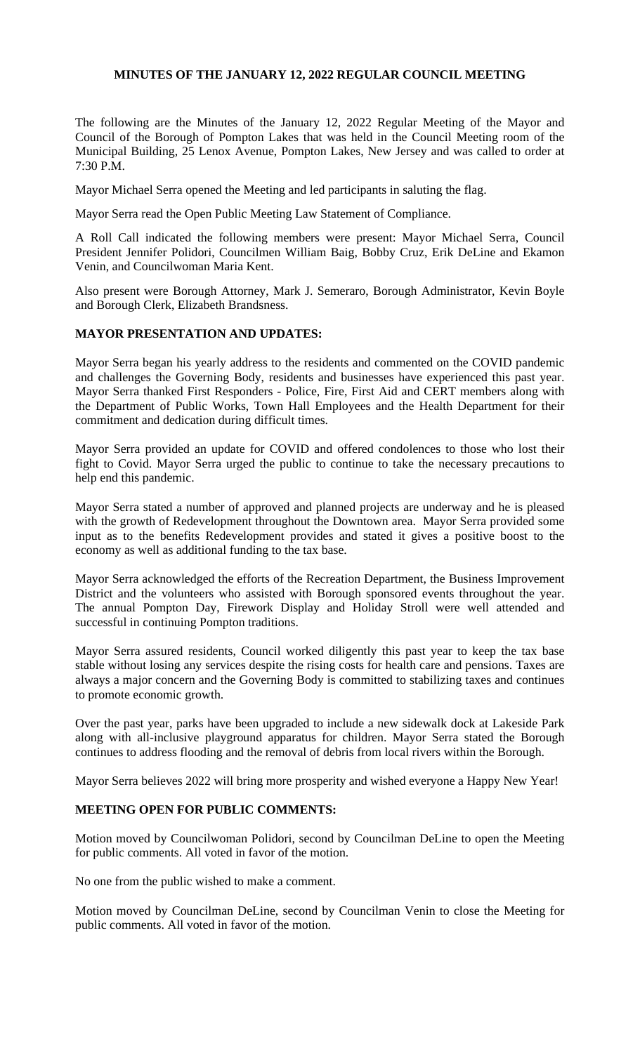# MINUTES OF THE JANUARY 12, 2022 REGULAR COUNCIL MEETING

The following are the Minutes of the January 12, 2022 Regular Meeting of the Mayor and Council of the Borough of Pompton Lakes that was held in the Council Meeting room of the Municipal Building, 25 Lenox Avenue, Pompton Lakes, New Jersey and was called to order at 7:30 P.M.

Mayor Michael Serra opened the Meeting and led participants in saluting the flag.

Mayor Serra read the Open Public Meeting Law Statement of Compliance.

A Roll Call indicated the following members were present: Mayor Michael Serra, Council President Jennifer Polidori, Councilmen William Baig, Bobby Cruz, Erik DeLine and Ekamon Venin, and Councilwoman Maria Kent.

Also present were Borough Attorney, Mark J. Semeraro, Borough Administrator, Kevin Boyle and Borough Clerk, Elizabeth Brandsness.

## MAYOR PRESENTATION AND UPDATES:

Mayor Serra began his yearly address to the residents and commented on the COVID pandemic and challenges the Governing Body, residents and businesses have experienced this past year. Mayor Serra thanked First Responders - Police, Fire, First Aid and CERT members along with the Department of Public Works, Town Hall Employees and the Health Department for their commitment and dedication during difficult times.

Mayor Serra provided an update for COVID and offered condolences to those who lost their fight to Covid. Mayor Serra urged the public to continue to take the necessary precautions to help end this pandemic.

Mayor Serra stated a number of approved and planned projects are underway and he is pleased with the growth of Redevelopment throughout the Downtown area. Mayor Serra provided some input as to the benefits Redevelopment provides and stated it gives a positive boost to the economy as well as additional funding to the tax base.

Mayor Serra acknowledged the efforts of the Recreation Department, the Business Improvement District and the volunteers who assisted with Borough sponsored events throughout the year. The annual Pompton Day, Firework Display and Holiday Stroll were well attended and successful in continuing Pompton traditions.

Mayor Serra assured residents, Council worked diligently this past year to keep the tax base stable without losing any services despite the rising costs for health care and pensions. Taxes are always a major concern and the Governing Body is committed to stabilizing taxes and continues to promote economic growth.

Over the past year, parks have been upgraded to include a new sidewalk dock at Lakeside Park along with all-inclusive playground apparatus for children. Mayor Serra stated the Borough continues to address flooding and the removal of debris from local rivers within the Borough.

Mayor Serra believes 2022 will bring more prosperity and wished everyone a Happy New Year!

## MEETING OPEN FOR PUBLIC COMMENTS:

Motion moved by Councilwoman Polidori, second by Councilman DeLine to open the Meeting for public comments. All voted in favor of the motion.

No one from the public wished to make a comment.

Motion moved by Councilman DeLine, second by Councilman Venin to close the Meeting for public comments. All voted in favor of the motion.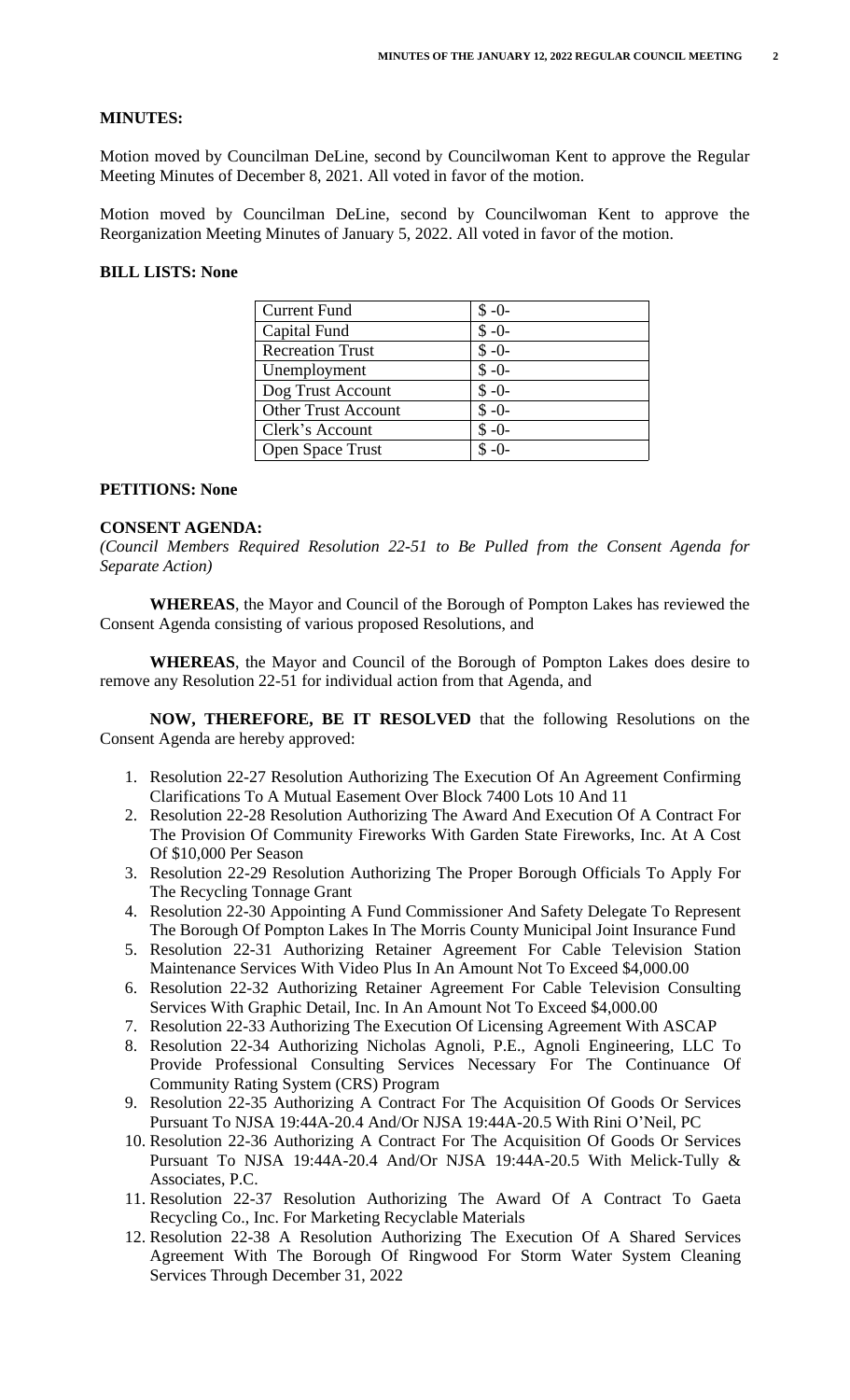**MINUTES:**

Motion moved by Councilman DeLine, second by Councilwoman Kent to approve the Regular Meeting Minutes of December 8, 2021. All voted in favor of the motion.

Motion moved by Councilman DeLine, second by Councilwoman Kent to approve the Reorganization Meeting Minutes of January 5, 2022. All voted in favor of the motion.

**BILL LISTS: None**

| Current Fund | $ -0- |
|---|---|
| Capital Fund | $ -0- |
| Recreation Trust | $ -0- |
| Unemployment | $ -0- |
| Dog Trust Account | $ -0- |
| Other Trust Account | $ -0- |
| Clerk's Account | $ -0- |
| Open Space Trust | $ -0- |

**PETITIONS: None**

**CONSENT AGENDA:**

*(Council Members Required Resolution 22-51 to Be Pulled from the Consent Agenda for Separate Action)*

**WHEREAS**, the Mayor and Council of the Borough of Pompton Lakes has reviewed the Consent Agenda consisting of various proposed Resolutions, and

**WHEREAS**, the Mayor and Council of the Borough of Pompton Lakes does desire to remove any Resolution 22-51 for individual action from that Agenda, and

**NOW, THEREFORE, BE IT RESOLVED** that the following Resolutions on the Consent Agenda are hereby approved:

1. Resolution 22-27 Resolution Authorizing The Execution Of An Agreement Confirming Clarifications To A Mutual Easement Over Block 7400 Lots 10 And 11
2. Resolution 22-28 Resolution Authorizing The Award And Execution Of A Contract For The Provision Of Community Fireworks With Garden State Fireworks, Inc. At A Cost Of $10,000 Per Season
3. Resolution 22-29 Resolution Authorizing The Proper Borough Officials To Apply For The Recycling Tonnage Grant
4. Resolution 22-30 Appointing A Fund Commissioner And Safety Delegate To Represent The Borough Of Pompton Lakes In The Morris County Municipal Joint Insurance Fund
5. Resolution 22-31 Authorizing Retainer Agreement For Cable Television Station Maintenance Services With Video Plus In An Amount Not To Exceed $4,000.00
6. Resolution 22-32 Authorizing Retainer Agreement For Cable Television Consulting Services With Graphic Detail, Inc. In An Amount Not To Exceed $4,000.00
7. Resolution 22-33 Authorizing The Execution Of Licensing Agreement With ASCAP
8. Resolution 22-34 Authorizing Nicholas Agnoli, P.E., Agnoli Engineering, LLC To Provide Professional Consulting Services Necessary For The Continuance Of Community Rating System (CRS) Program
9. Resolution 22-35 Authorizing A Contract For The Acquisition Of Goods Or Services Pursuant To NJSA 19:44A-20.4 And/Or NJSA 19:44A-20.5 With Rini O'Neil, PC
10. Resolution 22-36 Authorizing A Contract For The Acquisition Of Goods Or Services Pursuant To NJSA 19:44A-20.4 And/Or NJSA 19:44A-20.5 With Melick-Tully & Associates, P.C.
11. Resolution 22-37 Resolution Authorizing The Award Of A Contract To Gaeta Recycling Co., Inc. For Marketing Recyclable Materials
12. Resolution 22-38 A Resolution Authorizing The Execution Of A Shared Services Agreement With The Borough Of Ringwood For Storm Water System Cleaning Services Through December 31, 2022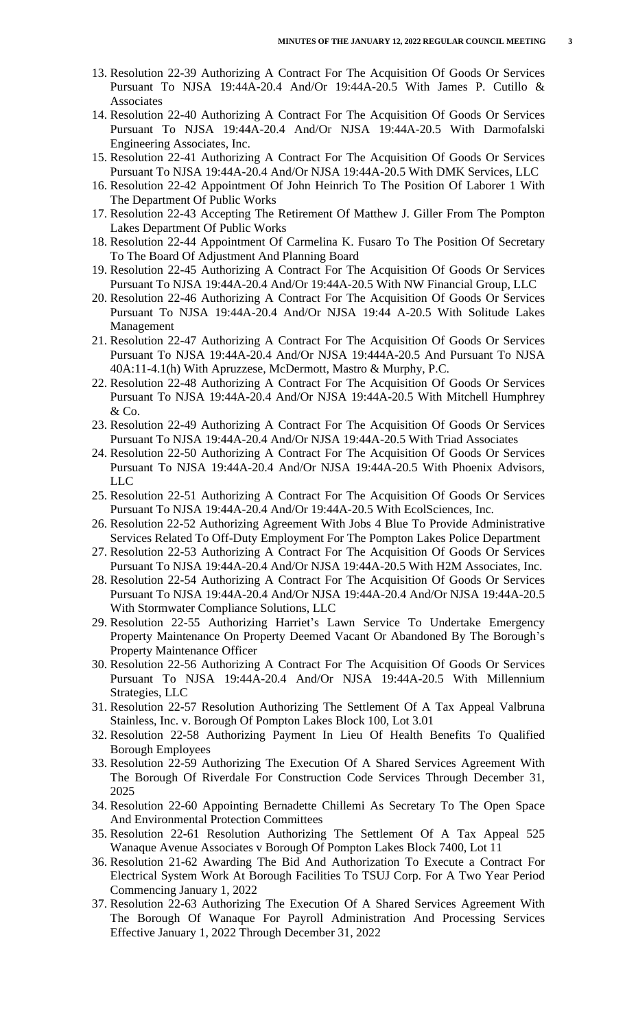13. Resolution 22-39 Authorizing A Contract For The Acquisition Of Goods Or Services Pursuant To NJSA 19:44A-20.4 And/Or 19:44A-20.5 With James P. Cutillo & Associates
14. Resolution 22-40 Authorizing A Contract For The Acquisition Of Goods Or Services Pursuant To NJSA 19:44A-20.4 And/Or NJSA 19:44A-20.5 With Darmofalski Engineering Associates, Inc.
15. Resolution 22-41 Authorizing A Contract For The Acquisition Of Goods Or Services Pursuant To NJSA 19:44A-20.4 And/Or NJSA 19:44A-20.5 With DMK Services, LLC
16. Resolution 22-42 Appointment Of John Heinrich To The Position Of Laborer 1 With The Department Of Public Works
17. Resolution 22-43 Accepting The Retirement Of Matthew J. Giller From The Pompton Lakes Department Of Public Works
18. Resolution 22-44 Appointment Of Carmelina K. Fusaro To The Position Of Secretary To The Board Of Adjustment And Planning Board
19. Resolution 22-45 Authorizing A Contract For The Acquisition Of Goods Or Services Pursuant To NJSA 19:44A-20.4 And/Or 19:44A-20.5 With NW Financial Group, LLC
20. Resolution 22-46 Authorizing A Contract For The Acquisition Of Goods Or Services Pursuant To NJSA 19:44A-20.4 And/Or NJSA 19:44 A-20.5 With Solitude Lakes Management
21. Resolution 22-47 Authorizing A Contract For The Acquisition Of Goods Or Services Pursuant To NJSA 19:44A-20.4 And/Or NJSA 19:444A-20.5 And Pursuant To NJSA 40A:11-4.1(h) With Apruzzese, McDermott, Mastro & Murphy, P.C.
22. Resolution 22-48 Authorizing A Contract For The Acquisition Of Goods Or Services Pursuant To NJSA 19:44A-20.4 And/Or NJSA 19:44A-20.5 With Mitchell Humphrey & Co.
23. Resolution 22-49 Authorizing A Contract For The Acquisition Of Goods Or Services Pursuant To NJSA 19:44A-20.4 And/Or NJSA 19:44A-20.5 With Triad Associates
24. Resolution 22-50 Authorizing A Contract For The Acquisition Of Goods Or Services Pursuant To NJSA 19:44A-20.4 And/Or NJSA 19:44A-20.5 With Phoenix Advisors, LLC
25. Resolution 22-51 Authorizing A Contract For The Acquisition Of Goods Or Services Pursuant To NJSA 19:44A-20.4 And/Or 19:44A-20.5 With EcolSciences, Inc.
26. Resolution 22-52 Authorizing Agreement With Jobs 4 Blue To Provide Administrative Services Related To Off-Duty Employment For The Pompton Lakes Police Department
27. Resolution 22-53 Authorizing A Contract For The Acquisition Of Goods Or Services Pursuant To NJSA 19:44A-20.4 And/Or NJSA 19:44A-20.5 With H2M Associates, Inc.
28. Resolution 22-54 Authorizing A Contract For The Acquisition Of Goods Or Services Pursuant To NJSA 19:44A-20.4 And/Or NJSA 19:44A-20.4 And/Or NJSA 19:44A-20.5 With Stormwater Compliance Solutions, LLC
29. Resolution 22-55 Authorizing Harriet's Lawn Service To Undertake Emergency Property Maintenance On Property Deemed Vacant Or Abandoned By The Borough's Property Maintenance Officer
30. Resolution 22-56 Authorizing A Contract For The Acquisition Of Goods Or Services Pursuant To NJSA 19:44A-20.4 And/Or NJSA 19:44A-20.5 With Millennium Strategies, LLC
31. Resolution 22-57 Resolution Authorizing The Settlement Of A Tax Appeal Valbruna Stainless, Inc. v. Borough Of Pompton Lakes Block 100, Lot 3.01
32. Resolution 22-58 Authorizing Payment In Lieu Of Health Benefits To Qualified Borough Employees
33. Resolution 22-59 Authorizing The Execution Of A Shared Services Agreement With The Borough Of Riverdale For Construction Code Services Through December 31, 2025
34. Resolution 22-60 Appointing Bernadette Chillemi As Secretary To The Open Space And Environmental Protection Committees
35. Resolution 22-61 Resolution Authorizing The Settlement Of A Tax Appeal 525 Wanaque Avenue Associates v Borough Of Pompton Lakes Block 7400, Lot 11
36. Resolution 21-62 Awarding The Bid And Authorization To Execute a Contract For Electrical System Work At Borough Facilities To TSUJ Corp. For A Two Year Period Commencing January 1, 2022
37. Resolution 22-63 Authorizing The Execution Of A Shared Services Agreement With The Borough Of Wanaque For Payroll Administration And Processing Services Effective January 1, 2022 Through December 31, 2022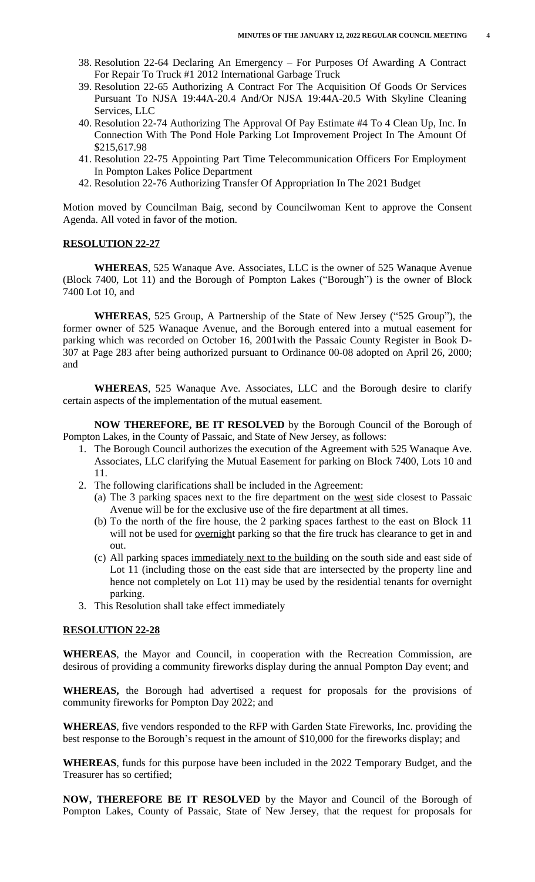38. Resolution 22-64 Declaring An Emergency – For Purposes Of Awarding A Contract For Repair To Truck #1 2012 International Garbage Truck
39. Resolution 22-65 Authorizing A Contract For The Acquisition Of Goods Or Services Pursuant To NJSA 19:44A-20.4 And/Or NJSA 19:44A-20.5 With Skyline Cleaning Services, LLC
40. Resolution 22-74 Authorizing The Approval Of Pay Estimate #4 To 4 Clean Up, Inc. In Connection With The Pond Hole Parking Lot Improvement Project In The Amount Of $215,617.98
41. Resolution 22-75 Appointing Part Time Telecommunication Officers For Employment In Pompton Lakes Police Department
42. Resolution 22-76 Authorizing Transfer Of Appropriation In The 2021 Budget

Motion moved by Councilman Baig, second by Councilwoman Kent to approve the Consent Agenda. All voted in favor of the motion.

**RESOLUTION 22-27**

**WHEREAS**, 525 Wanaque Ave. Associates, LLC is the owner of 525 Wanaque Avenue (Block 7400, Lot 11) and the Borough of Pompton Lakes ("Borough") is the owner of Block 7400 Lot 10, and

**WHEREAS**, 525 Group, A Partnership of the State of New Jersey ("525 Group"), the former owner of 525 Wanaque Avenue, and the Borough entered into a mutual easement for parking which was recorded on October 16, 2001with the Passaic County Register in Book D-307 at Page 283 after being authorized pursuant to Ordinance 00-08 adopted on April 26, 2000; and

**WHEREAS**, 525 Wanaque Ave. Associates, LLC and the Borough desire to clarify certain aspects of the implementation of the mutual easement.

**NOW THEREFORE, BE IT RESOLVED** by the Borough Council of the Borough of Pompton Lakes, in the County of Passaic, and State of New Jersey, as follows:

1. The Borough Council authorizes the execution of the Agreement with 525 Wanaque Ave. Associates, LLC clarifying the Mutual Easement for parking on Block 7400, Lots 10 and 11.
2. The following clarifications shall be included in the Agreement:
   (a) The 3 parking spaces next to the fire department on the west side closest to Passaic Avenue will be for the exclusive use of the fire department at all times.
   (b) To the north of the fire house, the 2 parking spaces farthest to the east on Block 11 will not be used for overnight parking so that the fire truck has clearance to get in and out.
   (c) All parking spaces immediately next to the building on the south side and east side of Lot 11 (including those on the east side that are intersected by the property line and hence not completely on Lot 11) may be used by the residential tenants for overnight parking.
3. This Resolution shall take effect immediately

**RESOLUTION 22-28**

**WHEREAS**, the Mayor and Council, in cooperation with the Recreation Commission, are desirous of providing a community fireworks display during the annual Pompton Day event; and

**WHEREAS,** the Borough had advertised a request for proposals for the provisions of community fireworks for Pompton Day 2022; and

**WHEREAS**, five vendors responded to the RFP with Garden State Fireworks, Inc. providing the best response to the Borough's request in the amount of $10,000 for the fireworks display; and

**WHEREAS**, funds for this purpose have been included in the 2022 Temporary Budget, and the Treasurer has so certified;

**NOW, THEREFORE BE IT RESOLVED** by the Mayor and Council of the Borough of Pompton Lakes, County of Passaic, State of New Jersey, that the request for proposals for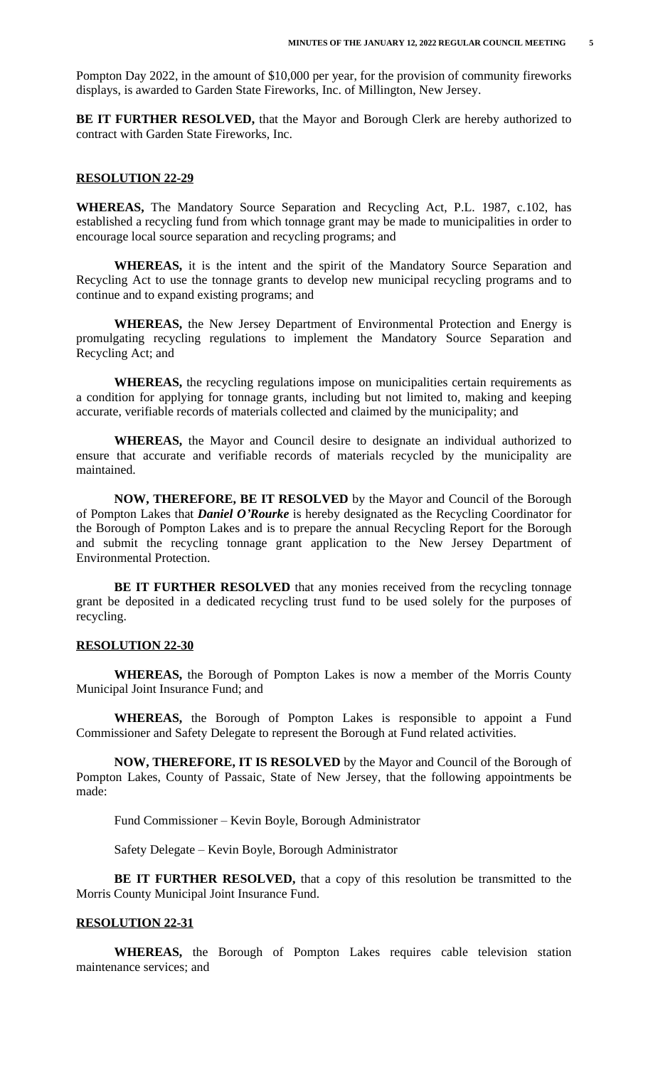Pompton Day 2022, in the amount of $10,000 per year, for the provision of community fireworks displays, is awarded to Garden State Fireworks, Inc. of Millington, New Jersey.

**BE IT FURTHER RESOLVED,** that the Mayor and Borough Clerk are hereby authorized to contract with Garden State Fireworks, Inc.

**RESOLUTION 22-29**

**WHEREAS,** The Mandatory Source Separation and Recycling Act, P.L. 1987, c.102, has established a recycling fund from which tonnage grant may be made to municipalities in order to encourage local source separation and recycling programs; and

**WHEREAS,** it is the intent and the spirit of the Mandatory Source Separation and Recycling Act to use the tonnage grants to develop new municipal recycling programs and to continue and to expand existing programs; and

**WHEREAS,** the New Jersey Department of Environmental Protection and Energy is promulgating recycling regulations to implement the Mandatory Source Separation and Recycling Act; and

**WHEREAS,** the recycling regulations impose on municipalities certain requirements as a condition for applying for tonnage grants, including but not limited to, making and keeping accurate, verifiable records of materials collected and claimed by the municipality; and

**WHEREAS,** the Mayor and Council desire to designate an individual authorized to ensure that accurate and verifiable records of materials recycled by the municipality are maintained.

**NOW, THEREFORE, BE IT RESOLVED** by the Mayor and Council of the Borough of Pompton Lakes that ***Daniel O'Rourke*** is hereby designated as the Recycling Coordinator for the Borough of Pompton Lakes and is to prepare the annual Recycling Report for the Borough and submit the recycling tonnage grant application to the New Jersey Department of Environmental Protection.

**BE IT FURTHER RESOLVED** that any monies received from the recycling tonnage grant be deposited in a dedicated recycling trust fund to be used solely for the purposes of recycling.

**RESOLUTION 22-30**

**WHEREAS,** the Borough of Pompton Lakes is now a member of the Morris County Municipal Joint Insurance Fund; and

**WHEREAS,** the Borough of Pompton Lakes is responsible to appoint a Fund Commissioner and Safety Delegate to represent the Borough at Fund related activities.

**NOW, THEREFORE, IT IS RESOLVED** by the Mayor and Council of the Borough of Pompton Lakes, County of Passaic, State of New Jersey, that the following appointments be made:

Fund Commissioner – Kevin Boyle, Borough Administrator

Safety Delegate – Kevin Boyle, Borough Administrator

**BE IT FURTHER RESOLVED,** that a copy of this resolution be transmitted to the Morris County Municipal Joint Insurance Fund.

**RESOLUTION 22-31**

**WHEREAS,** the Borough of Pompton Lakes requires cable television station maintenance services; and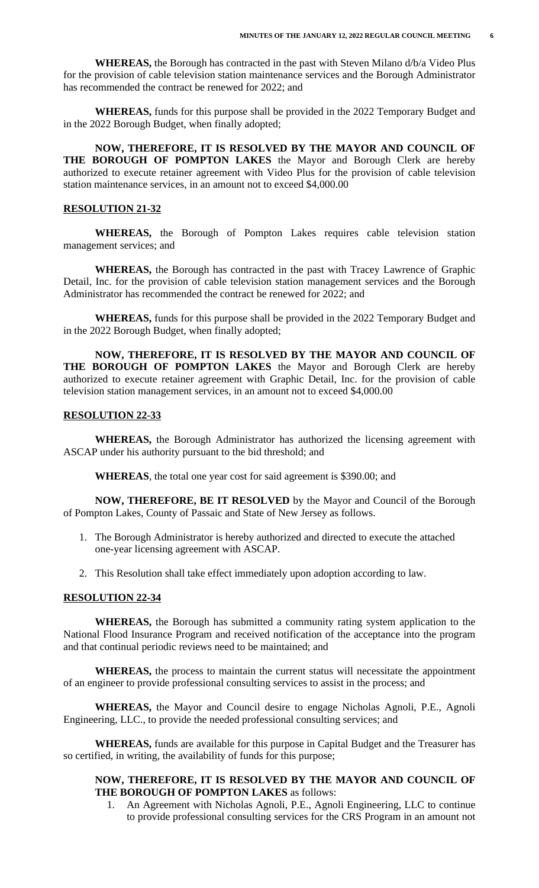**WHEREAS,** the Borough has contracted in the past with Steven Milano d/b/a Video Plus for the provision of cable television station maintenance services and the Borough Administrator has recommended the contract be renewed for 2022; and

**WHEREAS,** funds for this purpose shall be provided in the 2022 Temporary Budget and in the 2022 Borough Budget, when finally adopted;

**NOW, THEREFORE, IT IS RESOLVED BY THE MAYOR AND COUNCIL OF THE BOROUGH OF POMPTON LAKES** the Mayor and Borough Clerk are hereby authorized to execute retainer agreement with Video Plus for the provision of cable television station maintenance services, in an amount not to exceed $4,000.00

**RESOLUTION 21-32**

**WHEREAS,** the Borough of Pompton Lakes requires cable television station management services; and

**WHEREAS,** the Borough has contracted in the past with Tracey Lawrence of Graphic Detail, Inc. for the provision of cable television station management services and the Borough Administrator has recommended the contract be renewed for 2022; and

**WHEREAS,** funds for this purpose shall be provided in the 2022 Temporary Budget and in the 2022 Borough Budget, when finally adopted;

**NOW, THEREFORE, IT IS RESOLVED BY THE MAYOR AND COUNCIL OF THE BOROUGH OF POMPTON LAKES** the Mayor and Borough Clerk are hereby authorized to execute retainer agreement with Graphic Detail, Inc. for the provision of cable television station management services, in an amount not to exceed $4,000.00

**RESOLUTION 22-33**

**WHEREAS,** the Borough Administrator has authorized the licensing agreement with ASCAP under his authority pursuant to the bid threshold; and

**WHEREAS**, the total one year cost for said agreement is $390.00; and

**NOW, THEREFORE, BE IT RESOLVED** by the Mayor and Council of the Borough of Pompton Lakes, County of Passaic and State of New Jersey as follows.

1. The Borough Administrator is hereby authorized and directed to execute the attached one-year licensing agreement with ASCAP.
2. This Resolution shall take effect immediately upon adoption according to law.

**RESOLUTION 22-34**

**WHEREAS,** the Borough has submitted a community rating system application to the National Flood Insurance Program and received notification of the acceptance into the program and that continual periodic reviews need to be maintained; and

**WHEREAS,** the process to maintain the current status will necessitate the appointment of an engineer to provide professional consulting services to assist in the process; and

**WHEREAS,** the Mayor and Council desire to engage Nicholas Agnoli, P.E., Agnoli Engineering, LLC., to provide the needed professional consulting services; and

**WHEREAS,** funds are available for this purpose in Capital Budget and the Treasurer has so certified, in writing, the availability of funds for this purpose;

**NOW, THEREFORE, IT IS RESOLVED BY THE MAYOR AND COUNCIL OF THE BOROUGH OF POMPTON LAKES** as follows:

1. An Agreement with Nicholas Agnoli, P.E., Agnoli Engineering, LLC to continue to provide professional consulting services for the CRS Program in an amount not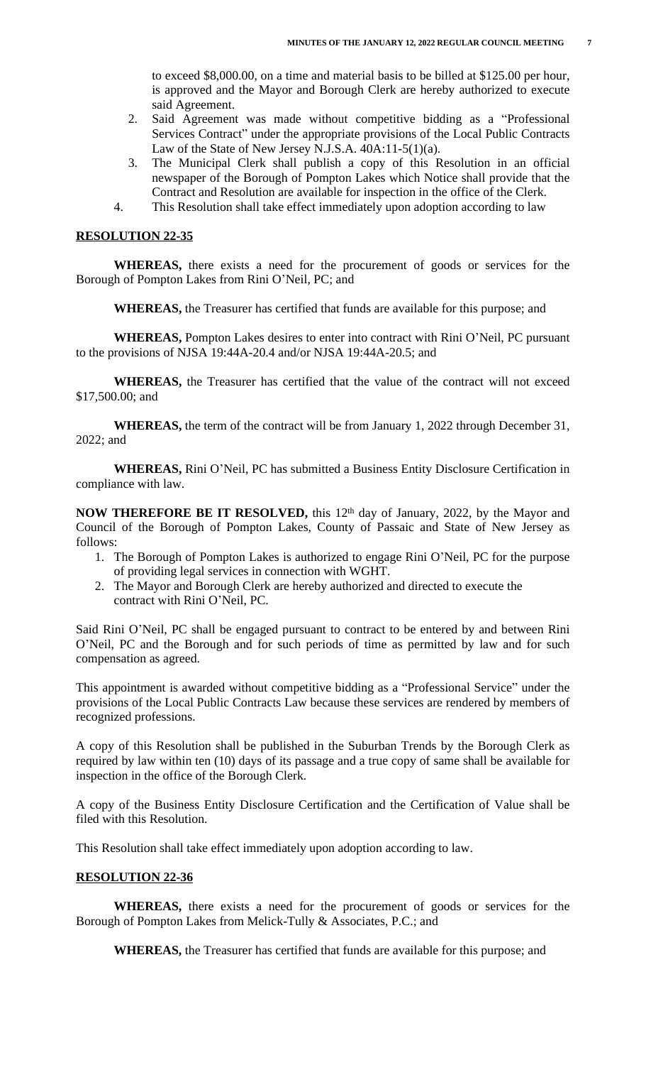to exceed $8,000.00, on a time and material basis to be billed at $125.00 per hour, is approved and the Mayor and Borough Clerk are hereby authorized to execute said Agreement.

2. Said Agreement was made without competitive bidding as a "Professional Services Contract" under the appropriate provisions of the Local Public Contracts Law of the State of New Jersey N.J.S.A. 40A:11-5(1)(a).
3. The Municipal Clerk shall publish a copy of this Resolution in an official newspaper of the Borough of Pompton Lakes which Notice shall provide that the Contract and Resolution are available for inspection in the office of the Clerk.
4. This Resolution shall take effect immediately upon adoption according to law

**RESOLUTION 22-35**

**WHEREAS,** there exists a need for the procurement of goods or services for the Borough of Pompton Lakes from Rini O'Neil, PC; and

**WHEREAS,** the Treasurer has certified that funds are available for this purpose; and

**WHEREAS,** Pompton Lakes desires to enter into contract with Rini O'Neil, PC pursuant to the provisions of NJSA 19:44A-20.4 and/or NJSA 19:44A-20.5; and

**WHEREAS,** the Treasurer has certified that the value of the contract will not exceed $17,500.00; and

**WHEREAS,** the term of the contract will be from January 1, 2022 through December 31, 2022; and

**WHEREAS,** Rini O'Neil, PC has submitted a Business Entity Disclosure Certification in compliance with law.

**NOW THEREFORE BE IT RESOLVED,** this 12th day of January, 2022, by the Mayor and Council of the Borough of Pompton Lakes, County of Passaic and State of New Jersey as follows:

1. The Borough of Pompton Lakes is authorized to engage Rini O'Neil, PC for the purpose of providing legal services in connection with WGHT.
2. The Mayor and Borough Clerk are hereby authorized and directed to execute the contract with Rini O'Neil, PC.

Said Rini O'Neil, PC shall be engaged pursuant to contract to be entered by and between Rini O'Neil, PC and the Borough and for such periods of time as permitted by law and for such compensation as agreed.

This appointment is awarded without competitive bidding as a "Professional Service" under the provisions of the Local Public Contracts Law because these services are rendered by members of recognized professions.

A copy of this Resolution shall be published in the Suburban Trends by the Borough Clerk as required by law within ten (10) days of its passage and a true copy of same shall be available for inspection in the office of the Borough Clerk.

A copy of the Business Entity Disclosure Certification and the Certification of Value shall be filed with this Resolution.

This Resolution shall take effect immediately upon adoption according to law.

**RESOLUTION 22-36**

**WHEREAS,** there exists a need for the procurement of goods or services for the Borough of Pompton Lakes from Melick-Tully & Associates, P.C.; and

**WHEREAS,** the Treasurer has certified that funds are available for this purpose; and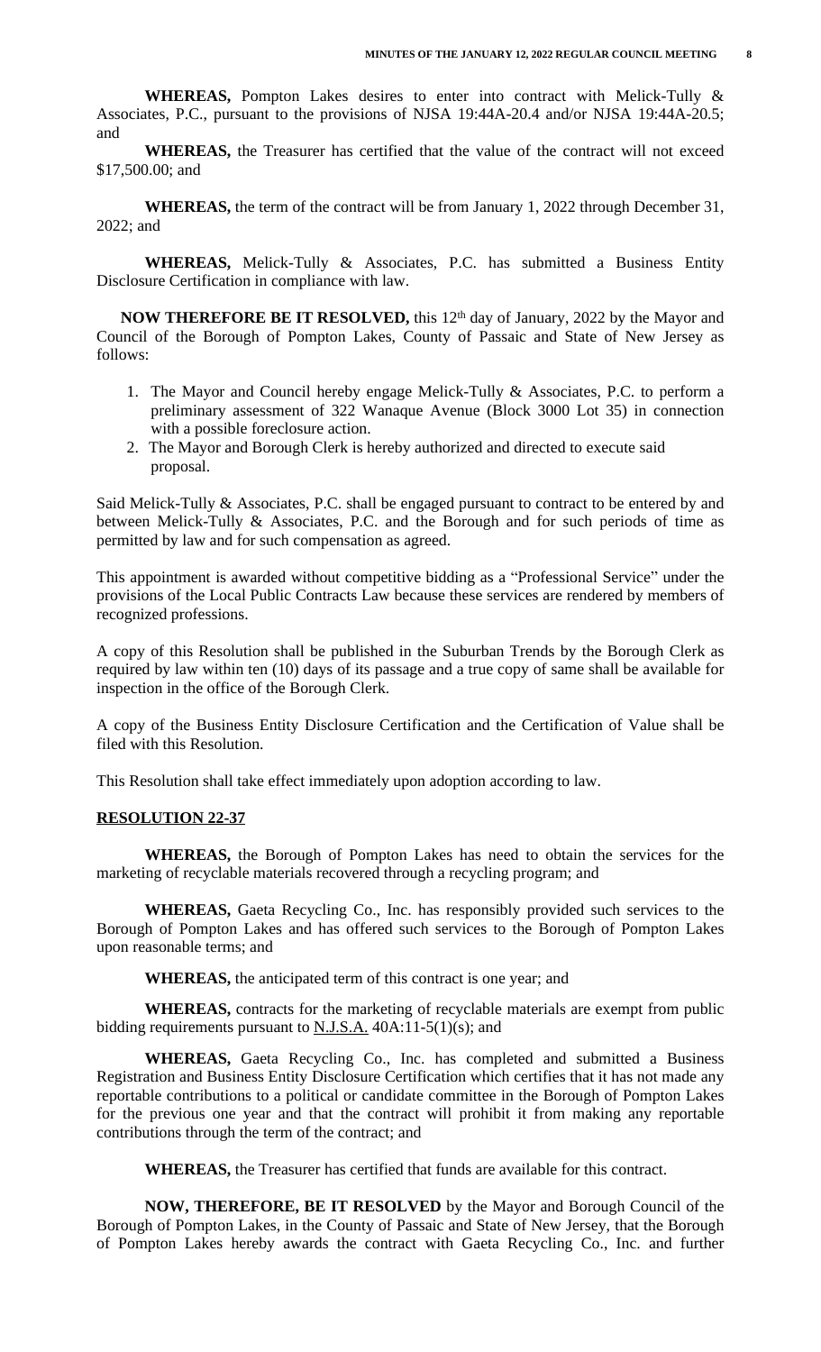**WHEREAS,** Pompton Lakes desires to enter into contract with Melick-Tully & Associates, P.C., pursuant to the provisions of NJSA 19:44A-20.4 and/or NJSA 19:44A-20.5; and

**WHEREAS,** the Treasurer has certified that the value of the contract will not exceed \$17,500.00; and

**WHEREAS,** the term of the contract will be from January 1, 2022 through December 31, 2022; and

**WHEREAS,** Melick-Tully & Associates, P.C. has submitted a Business Entity Disclosure Certification in compliance with law.

**NOW THEREFORE BE IT RESOLVED,** this 12th day of January, 2022 by the Mayor and Council of the Borough of Pompton Lakes, County of Passaic and State of New Jersey as follows:

1. The Mayor and Council hereby engage Melick-Tully & Associates, P.C. to perform a preliminary assessment of 322 Wanaque Avenue (Block 3000 Lot 35) in connection with a possible foreclosure action.
2. The Mayor and Borough Clerk is hereby authorized and directed to execute said proposal.

Said Melick-Tully & Associates, P.C. shall be engaged pursuant to contract to be entered by and between Melick-Tully & Associates, P.C. and the Borough and for such periods of time as permitted by law and for such compensation as agreed.

This appointment is awarded without competitive bidding as a "Professional Service" under the provisions of the Local Public Contracts Law because these services are rendered by members of recognized professions.

A copy of this Resolution shall be published in the Suburban Trends by the Borough Clerk as required by law within ten (10) days of its passage and a true copy of same shall be available for inspection in the office of the Borough Clerk.

A copy of the Business Entity Disclosure Certification and the Certification of Value shall be filed with this Resolution.

This Resolution shall take effect immediately upon adoption according to law.

**RESOLUTION 22-37**

**WHEREAS,** the Borough of Pompton Lakes has need to obtain the services for the marketing of recyclable materials recovered through a recycling program; and

**WHEREAS,** Gaeta Recycling Co., Inc. has responsibly provided such services to the Borough of Pompton Lakes and has offered such services to the Borough of Pompton Lakes upon reasonable terms; and

**WHEREAS,** the anticipated term of this contract is one year; and

**WHEREAS,** contracts for the marketing of recyclable materials are exempt from public bidding requirements pursuant to N.J.S.A. 40A:11-5(1)(s); and

**WHEREAS,** Gaeta Recycling Co., Inc. has completed and submitted a Business Registration and Business Entity Disclosure Certification which certifies that it has not made any reportable contributions to a political or candidate committee in the Borough of Pompton Lakes for the previous one year and that the contract will prohibit it from making any reportable contributions through the term of the contract; and

**WHEREAS,** the Treasurer has certified that funds are available for this contract.

**NOW, THEREFORE, BE IT RESOLVED** by the Mayor and Borough Council of the Borough of Pompton Lakes, in the County of Passaic and State of New Jersey, that the Borough of Pompton Lakes hereby awards the contract with Gaeta Recycling Co., Inc. and further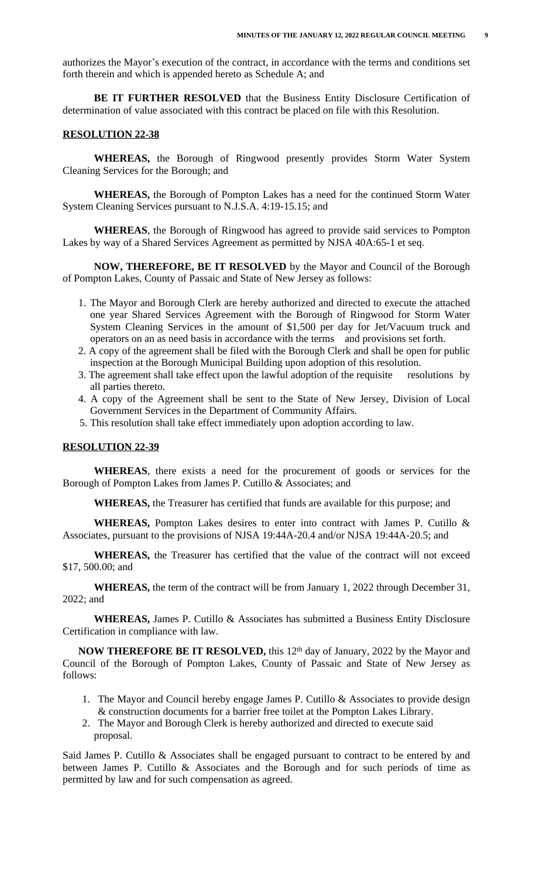authorizes the Mayor's execution of the contract, in accordance with the terms and conditions set forth therein and which is appended hereto as Schedule A; and

**BE IT FURTHER RESOLVED** that the Business Entity Disclosure Certification of determination of value associated with this contract be placed on file with this Resolution.

**RESOLUTION 22-38**

**WHEREAS,** the Borough of Ringwood presently provides Storm Water System Cleaning Services for the Borough; and

**WHEREAS,** the Borough of Pompton Lakes has a need for the continued Storm Water System Cleaning Services pursuant to N.J.S.A. 4:19-15.15; and

**WHEREAS**, the Borough of Ringwood has agreed to provide said services to Pompton Lakes by way of a Shared Services Agreement as permitted by NJSA 40A:65-1 et seq.

**NOW, THEREFORE, BE IT RESOLVED** by the Mayor and Council of the Borough of Pompton Lakes, County of Passaic and State of New Jersey as follows:

1. The Mayor and Borough Clerk are hereby authorized and directed to execute the attached one year Shared Services Agreement with the Borough of Ringwood for Storm Water System Cleaning Services in the amount of $1,500 per day for Jet/Vacuum truck and operators on an as need basis in accordance with the terms and provisions set forth.
2. A copy of the agreement shall be filed with the Borough Clerk and shall be open for public inspection at the Borough Municipal Building upon adoption of this resolution.
3. The agreement shall take effect upon the lawful adoption of the requisite resolutions by all parties thereto.
4. A copy of the Agreement shall be sent to the State of New Jersey, Division of Local Government Services in the Department of Community Affairs.
5. This resolution shall take effect immediately upon adoption according to law.

**RESOLUTION 22-39**

**WHEREAS**, there exists a need for the procurement of goods or services for the Borough of Pompton Lakes from James P. Cutillo & Associates; and

**WHEREAS,** the Treasurer has certified that funds are available for this purpose; and

**WHEREAS,** Pompton Lakes desires to enter into contract with James P. Cutillo & Associates, pursuant to the provisions of NJSA 19:44A-20.4 and/or NJSA 19:44A-20.5; and

**WHEREAS,** the Treasurer has certified that the value of the contract will not exceed $17, 500.00; and

**WHEREAS,** the term of the contract will be from January 1, 2022 through December 31, 2022; and

**WHEREAS,** James P. Cutillo & Associates has submitted a Business Entity Disclosure Certification in compliance with law.

**NOW THEREFORE BE IT RESOLVED,** this 12th day of January, 2022 by the Mayor and Council of the Borough of Pompton Lakes, County of Passaic and State of New Jersey as follows:

1. The Mayor and Council hereby engage James P. Cutillo & Associates to provide design & construction documents for a barrier free toilet at the Pompton Lakes Library.
2. The Mayor and Borough Clerk is hereby authorized and directed to execute said proposal.

Said James P. Cutillo & Associates shall be engaged pursuant to contract to be entered by and between James P. Cutillo & Associates and the Borough and for such periods of time as permitted by law and for such compensation as agreed.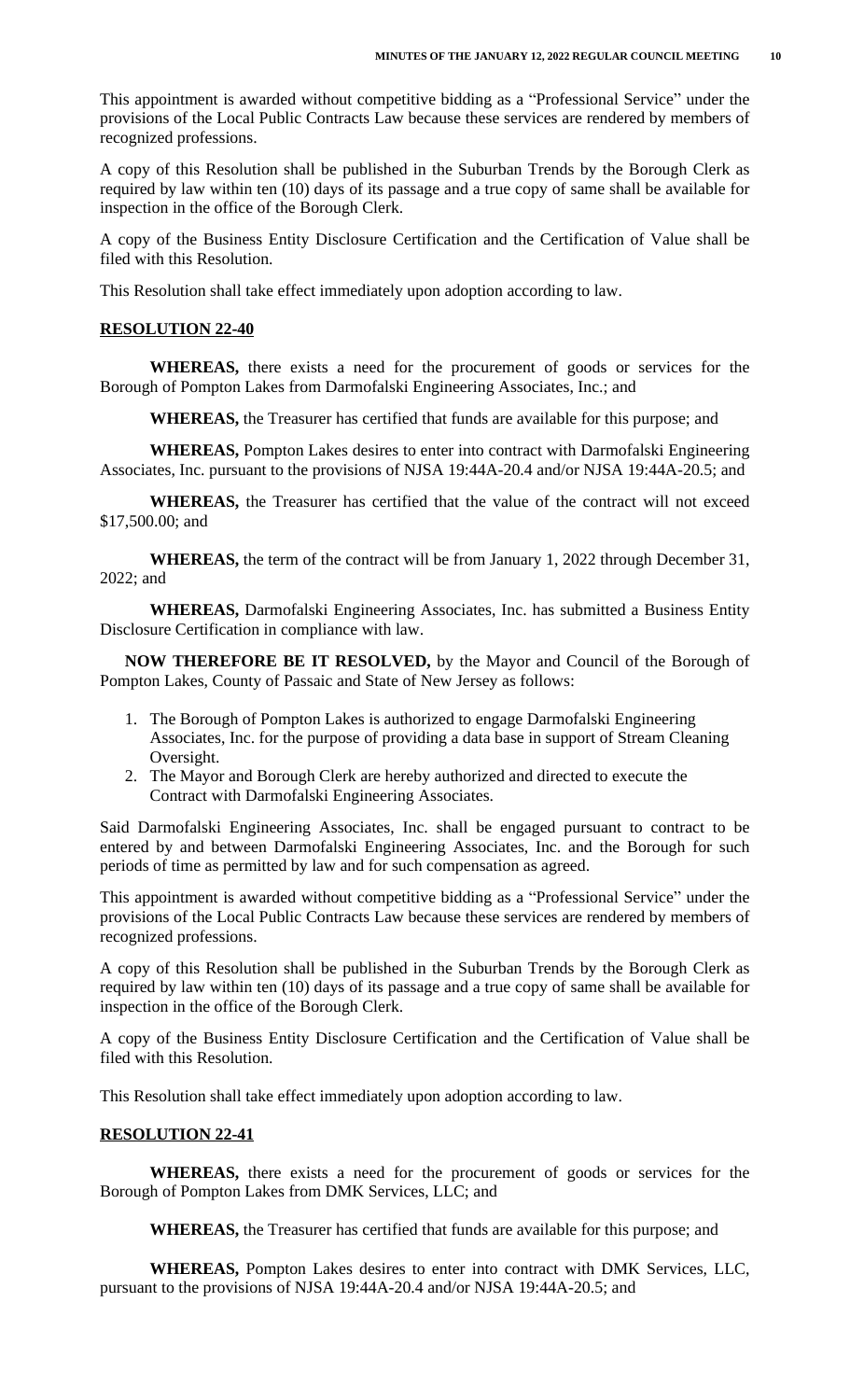This appointment is awarded without competitive bidding as a "Professional Service" under the provisions of the Local Public Contracts Law because these services are rendered by members of recognized professions.

A copy of this Resolution shall be published in the Suburban Trends by the Borough Clerk as required by law within ten (10) days of its passage and a true copy of same shall be available for inspection in the office of the Borough Clerk.

A copy of the Business Entity Disclosure Certification and the Certification of Value shall be filed with this Resolution.

This Resolution shall take effect immediately upon adoption according to law.

**RESOLUTION 22-40**

**WHEREAS,** there exists a need for the procurement of goods or services for the Borough of Pompton Lakes from Darmofalski Engineering Associates, Inc.; and

**WHEREAS,** the Treasurer has certified that funds are available for this purpose; and

**WHEREAS,** Pompton Lakes desires to enter into contract with Darmofalski Engineering Associates, Inc. pursuant to the provisions of NJSA 19:44A-20.4 and/or NJSA 19:44A-20.5; and

**WHEREAS,** the Treasurer has certified that the value of the contract will not exceed $17,500.00; and

**WHEREAS,** the term of the contract will be from January 1, 2022 through December 31, 2022; and

**WHEREAS,** Darmofalski Engineering Associates, Inc. has submitted a Business Entity Disclosure Certification in compliance with law.

**NOW THEREFORE BE IT RESOLVED,** by the Mayor and Council of the Borough of Pompton Lakes, County of Passaic and State of New Jersey as follows:

1. The Borough of Pompton Lakes is authorized to engage Darmofalski Engineering Associates, Inc. for the purpose of providing a data base in support of Stream Cleaning Oversight.
2. The Mayor and Borough Clerk are hereby authorized and directed to execute the Contract with Darmofalski Engineering Associates.

Said Darmofalski Engineering Associates, Inc. shall be engaged pursuant to contract to be entered by and between Darmofalski Engineering Associates, Inc. and the Borough for such periods of time as permitted by law and for such compensation as agreed.

This appointment is awarded without competitive bidding as a "Professional Service" under the provisions of the Local Public Contracts Law because these services are rendered by members of recognized professions.

A copy of this Resolution shall be published in the Suburban Trends by the Borough Clerk as required by law within ten (10) days of its passage and a true copy of same shall be available for inspection in the office of the Borough Clerk.

A copy of the Business Entity Disclosure Certification and the Certification of Value shall be filed with this Resolution.

This Resolution shall take effect immediately upon adoption according to law.

**RESOLUTION 22-41**

**WHEREAS,** there exists a need for the procurement of goods or services for the Borough of Pompton Lakes from DMK Services, LLC; and

**WHEREAS,** the Treasurer has certified that funds are available for this purpose; and

**WHEREAS,** Pompton Lakes desires to enter into contract with DMK Services, LLC, pursuant to the provisions of NJSA 19:44A-20.4 and/or NJSA 19:44A-20.5; and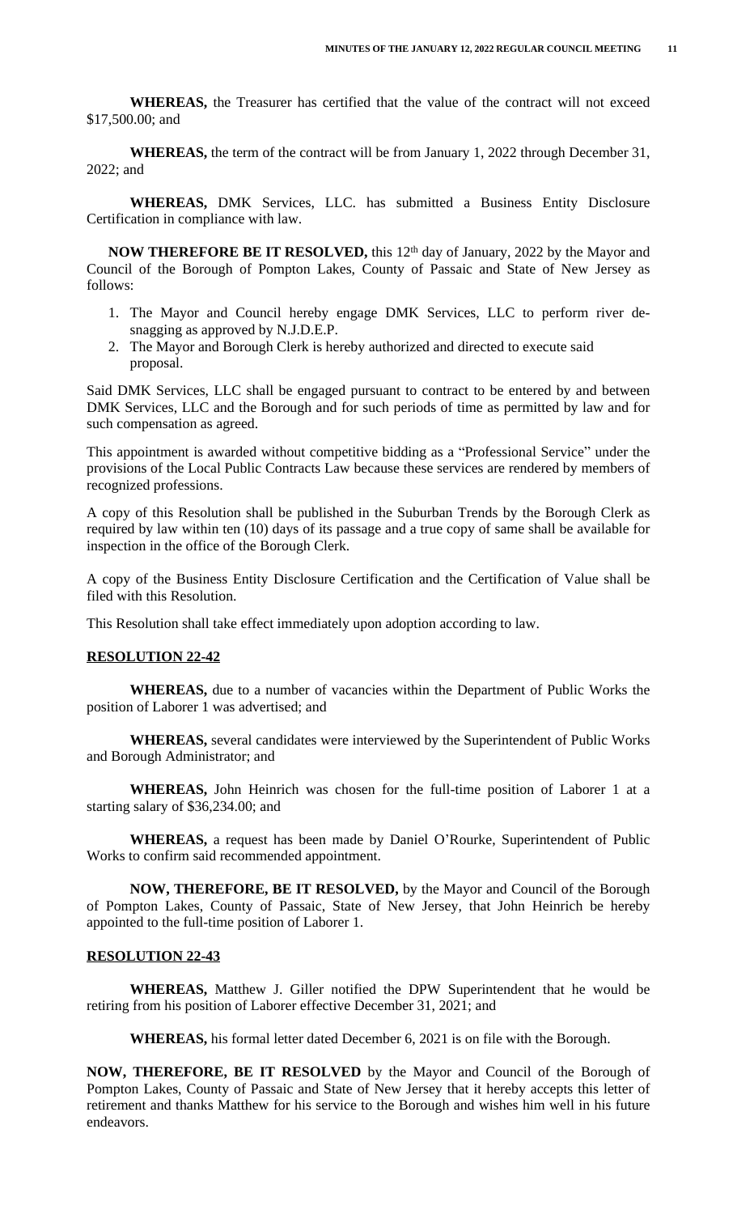**WHEREAS,** the Treasurer has certified that the value of the contract will not exceed \$17,500.00; and

**WHEREAS,** the term of the contract will be from January 1, 2022 through December 31, 2022; and

**WHEREAS,** DMK Services, LLC. has submitted a Business Entity Disclosure Certification in compliance with law.

**NOW THEREFORE BE IT RESOLVED,** this 12th day of January, 2022 by the Mayor and Council of the Borough of Pompton Lakes, County of Passaic and State of New Jersey as follows:

1. The Mayor and Council hereby engage DMK Services, LLC to perform river de-snagging as approved by N.J.D.E.P.
2. The Mayor and Borough Clerk is hereby authorized and directed to execute said proposal.

Said DMK Services, LLC shall be engaged pursuant to contract to be entered by and between DMK Services, LLC and the Borough and for such periods of time as permitted by law and for such compensation as agreed.

This appointment is awarded without competitive bidding as a "Professional Service" under the provisions of the Local Public Contracts Law because these services are rendered by members of recognized professions.

A copy of this Resolution shall be published in the Suburban Trends by the Borough Clerk as required by law within ten (10) days of its passage and a true copy of same shall be available for inspection in the office of the Borough Clerk.

A copy of the Business Entity Disclosure Certification and the Certification of Value shall be filed with this Resolution.

This Resolution shall take effect immediately upon adoption according to law.

**RESOLUTION 22-42**

**WHEREAS,** due to a number of vacancies within the Department of Public Works the position of Laborer 1 was advertised; and

**WHEREAS,** several candidates were interviewed by the Superintendent of Public Works and Borough Administrator; and

**WHEREAS,** John Heinrich was chosen for the full-time position of Laborer 1 at a starting salary of \$36,234.00; and

**WHEREAS,** a request has been made by Daniel O'Rourke, Superintendent of Public Works to confirm said recommended appointment.

**NOW, THEREFORE, BE IT RESOLVED,** by the Mayor and Council of the Borough of Pompton Lakes, County of Passaic, State of New Jersey, that John Heinrich be hereby appointed to the full-time position of Laborer 1.

**RESOLUTION 22-43**

**WHEREAS,** Matthew J. Giller notified the DPW Superintendent that he would be retiring from his position of Laborer effective December 31, 2021; and

**WHEREAS,** his formal letter dated December 6, 2021 is on file with the Borough.

**NOW, THEREFORE, BE IT RESOLVED** by the Mayor and Council of the Borough of Pompton Lakes, County of Passaic and State of New Jersey that it hereby accepts this letter of retirement and thanks Matthew for his service to the Borough and wishes him well in his future endeavors.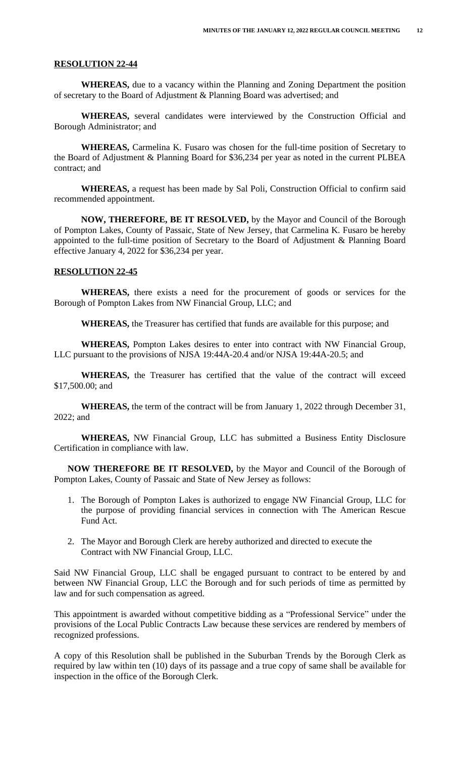**RESOLUTION 22-44**

**WHEREAS,** due to a vacancy within the Planning and Zoning Department the position of secretary to the Board of Adjustment & Planning Board was advertised; and

**WHEREAS,** several candidates were interviewed by the Construction Official and Borough Administrator; and

**WHEREAS,** Carmelina K. Fusaro was chosen for the full-time position of Secretary to the Board of Adjustment & Planning Board for $36,234 per year as noted in the current PLBEA contract; and

**WHEREAS,** a request has been made by Sal Poli, Construction Official to confirm said recommended appointment.

**NOW, THEREFORE, BE IT RESOLVED,** by the Mayor and Council of the Borough of Pompton Lakes, County of Passaic, State of New Jersey, that Carmelina K. Fusaro be hereby appointed to the full-time position of Secretary to the Board of Adjustment & Planning Board effective January 4, 2022 for $36,234 per year.

**RESOLUTION 22-45**

**WHEREAS,** there exists a need for the procurement of goods or services for the Borough of Pompton Lakes from NW Financial Group, LLC; and

**WHEREAS,** the Treasurer has certified that funds are available for this purpose; and

**WHEREAS,** Pompton Lakes desires to enter into contract with NW Financial Group, LLC pursuant to the provisions of NJSA 19:44A-20.4 and/or NJSA 19:44A-20.5; and

**WHEREAS,** the Treasurer has certified that the value of the contract will exceed $17,500.00; and

**WHEREAS,** the term of the contract will be from January 1, 2022 through December 31, 2022; and

**WHEREAS,** NW Financial Group, LLC has submitted a Business Entity Disclosure Certification in compliance with law.

**NOW THEREFORE BE IT RESOLVED,** by the Mayor and Council of the Borough of Pompton Lakes, County of Passaic and State of New Jersey as follows:

1. The Borough of Pompton Lakes is authorized to engage NW Financial Group, LLC for the purpose of providing financial services in connection with The American Rescue Fund Act.

2. The Mayor and Borough Clerk are hereby authorized and directed to execute the Contract with NW Financial Group, LLC.

Said NW Financial Group, LLC shall be engaged pursuant to contract to be entered by and between NW Financial Group, LLC the Borough and for such periods of time as permitted by law and for such compensation as agreed.

This appointment is awarded without competitive bidding as a "Professional Service" under the provisions of the Local Public Contracts Law because these services are rendered by members of recognized professions.

A copy of this Resolution shall be published in the Suburban Trends by the Borough Clerk as required by law within ten (10) days of its passage and a true copy of same shall be available for inspection in the office of the Borough Clerk.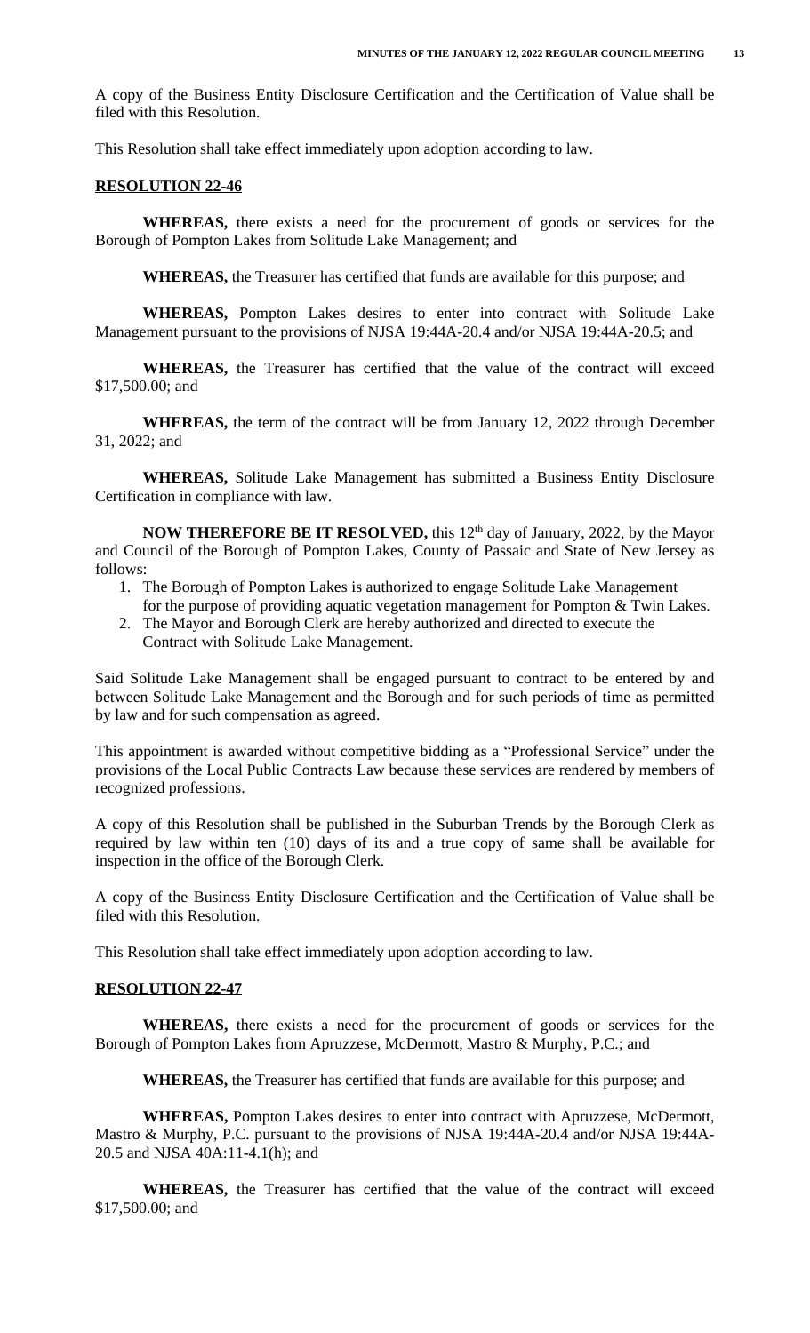A copy of the Business Entity Disclosure Certification and the Certification of Value shall be filed with this Resolution.

This Resolution shall take effect immediately upon adoption according to law.

**RESOLUTION 22-46**

**WHEREAS,** there exists a need for the procurement of goods or services for the Borough of Pompton Lakes from Solitude Lake Management; and

**WHEREAS,** the Treasurer has certified that funds are available for this purpose; and

**WHEREAS,** Pompton Lakes desires to enter into contract with Solitude Lake Management pursuant to the provisions of NJSA 19:44A-20.4 and/or NJSA 19:44A-20.5; and

**WHEREAS,** the Treasurer has certified that the value of the contract will exceed $17,500.00; and

**WHEREAS,** the term of the contract will be from January 12, 2022 through December 31, 2022; and

**WHEREAS,** Solitude Lake Management has submitted a Business Entity Disclosure Certification in compliance with law.

**NOW THEREFORE BE IT RESOLVED,** this 12th day of January, 2022, by the Mayor and Council of the Borough of Pompton Lakes, County of Passaic and State of New Jersey as follows:

1. The Borough of Pompton Lakes is authorized to engage Solitude Lake Management for the purpose of providing aquatic vegetation management for Pompton & Twin Lakes.
2. The Mayor and Borough Clerk are hereby authorized and directed to execute the Contract with Solitude Lake Management.

Said Solitude Lake Management shall be engaged pursuant to contract to be entered by and between Solitude Lake Management and the Borough and for such periods of time as permitted by law and for such compensation as agreed.

This appointment is awarded without competitive bidding as a "Professional Service" under the provisions of the Local Public Contracts Law because these services are rendered by members of recognized professions.

A copy of this Resolution shall be published in the Suburban Trends by the Borough Clerk as required by law within ten (10) days of its and a true copy of same shall be available for inspection in the office of the Borough Clerk.

A copy of the Business Entity Disclosure Certification and the Certification of Value shall be filed with this Resolution.

This Resolution shall take effect immediately upon adoption according to law.

**RESOLUTION 22-47**

**WHEREAS,** there exists a need for the procurement of goods or services for the Borough of Pompton Lakes from Apruzzese, McDermott, Mastro & Murphy, P.C.; and

**WHEREAS,** the Treasurer has certified that funds are available for this purpose; and

**WHEREAS,** Pompton Lakes desires to enter into contract with Apruzzese, McDermott, Mastro & Murphy, P.C. pursuant to the provisions of NJSA 19:44A-20.4 and/or NJSA 19:44A-20.5 and NJSA 40A:11-4.1(h); and

**WHEREAS,** the Treasurer has certified that the value of the contract will exceed $17,500.00; and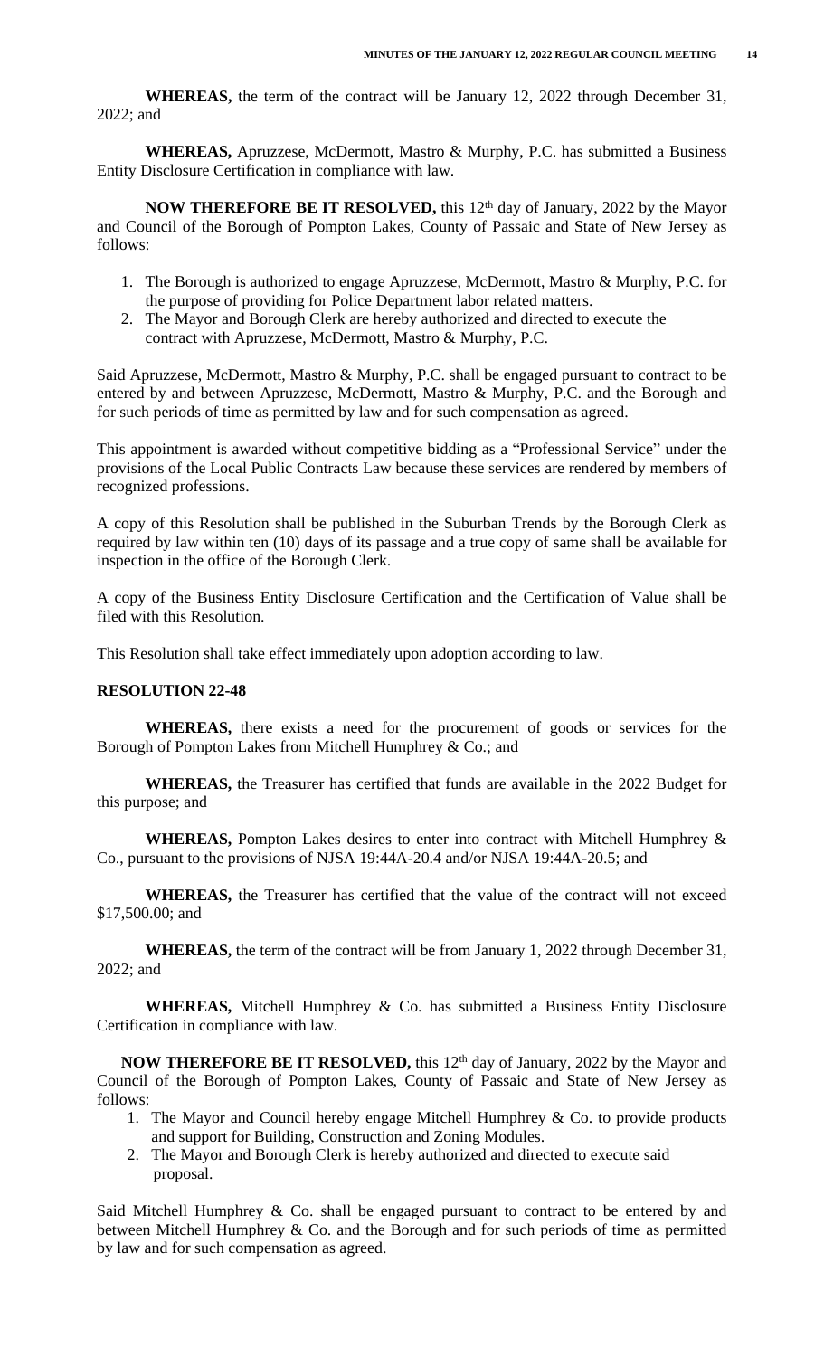**WHEREAS,** the term of the contract will be January 12, 2022 through December 31, 2022; and

**WHEREAS,** Apruzzese, McDermott, Mastro & Murphy, P.C. has submitted a Business Entity Disclosure Certification in compliance with law.

**NOW THEREFORE BE IT RESOLVED,** this 12th day of January, 2022 by the Mayor and Council of the Borough of Pompton Lakes, County of Passaic and State of New Jersey as follows:

1. The Borough is authorized to engage Apruzzese, McDermott, Mastro & Murphy, P.C. for the purpose of providing for Police Department labor related matters.
2. The Mayor and Borough Clerk are hereby authorized and directed to execute the contract with Apruzzese, McDermott, Mastro & Murphy, P.C.

Said Apruzzese, McDermott, Mastro & Murphy, P.C. shall be engaged pursuant to contract to be entered by and between Apruzzese, McDermott, Mastro & Murphy, P.C. and the Borough and for such periods of time as permitted by law and for such compensation as agreed.

This appointment is awarded without competitive bidding as a "Professional Service" under the provisions of the Local Public Contracts Law because these services are rendered by members of recognized professions.

A copy of this Resolution shall be published in the Suburban Trends by the Borough Clerk as required by law within ten (10) days of its passage and a true copy of same shall be available for inspection in the office of the Borough Clerk.

A copy of the Business Entity Disclosure Certification and the Certification of Value shall be filed with this Resolution.

This Resolution shall take effect immediately upon adoption according to law.

**RESOLUTION 22-48**

**WHEREAS,** there exists a need for the procurement of goods or services for the Borough of Pompton Lakes from Mitchell Humphrey & Co.; and

**WHEREAS,** the Treasurer has certified that funds are available in the 2022 Budget for this purpose; and

**WHEREAS,** Pompton Lakes desires to enter into contract with Mitchell Humphrey & Co., pursuant to the provisions of NJSA 19:44A-20.4 and/or NJSA 19:44A-20.5; and

**WHEREAS,** the Treasurer has certified that the value of the contract will not exceed $17,500.00; and

**WHEREAS,** the term of the contract will be from January 1, 2022 through December 31, 2022; and

**WHEREAS,** Mitchell Humphrey & Co. has submitted a Business Entity Disclosure Certification in compliance with law.

**NOW THEREFORE BE IT RESOLVED,** this 12th day of January, 2022 by the Mayor and Council of the Borough of Pompton Lakes, County of Passaic and State of New Jersey as follows:

1. The Mayor and Council hereby engage Mitchell Humphrey & Co. to provide products and support for Building, Construction and Zoning Modules.
2. The Mayor and Borough Clerk is hereby authorized and directed to execute said proposal.

Said Mitchell Humphrey & Co. shall be engaged pursuant to contract to be entered by and between Mitchell Humphrey & Co. and the Borough and for such periods of time as permitted by law and for such compensation as agreed.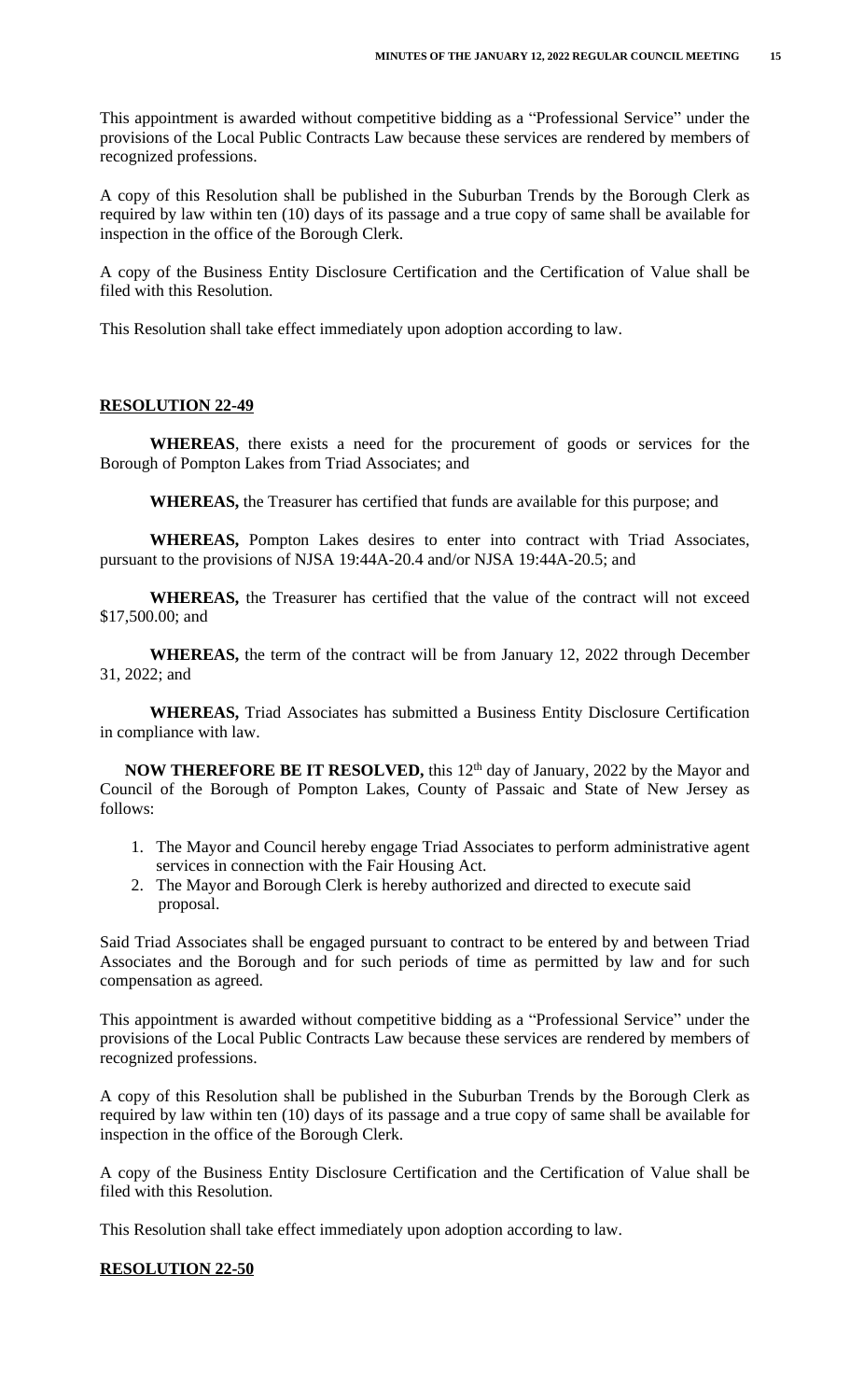This appointment is awarded without competitive bidding as a "Professional Service" under the provisions of the Local Public Contracts Law because these services are rendered by members of recognized professions.

A copy of this Resolution shall be published in the Suburban Trends by the Borough Clerk as required by law within ten (10) days of its passage and a true copy of same shall be available for inspection in the office of the Borough Clerk.

A copy of the Business Entity Disclosure Certification and the Certification of Value shall be filed with this Resolution.

This Resolution shall take effect immediately upon adoption according to law.

**RESOLUTION 22-49**

**WHEREAS**, there exists a need for the procurement of goods or services for the Borough of Pompton Lakes from Triad Associates; and

**WHEREAS,** the Treasurer has certified that funds are available for this purpose; and

**WHEREAS,** Pompton Lakes desires to enter into contract with Triad Associates, pursuant to the provisions of NJSA 19:44A-20.4 and/or NJSA 19:44A-20.5; and

**WHEREAS,** the Treasurer has certified that the value of the contract will not exceed \$17,500.00; and

**WHEREAS,** the term of the contract will be from January 12, 2022 through December 31, 2022; and

**WHEREAS,** Triad Associates has submitted a Business Entity Disclosure Certification in compliance with law.

**NOW THEREFORE BE IT RESOLVED,** this 12th day of January, 2022 by the Mayor and Council of the Borough of Pompton Lakes, County of Passaic and State of New Jersey as follows:

1. The Mayor and Council hereby engage Triad Associates to perform administrative agent services in connection with the Fair Housing Act.
2. The Mayor and Borough Clerk is hereby authorized and directed to execute said proposal.

Said Triad Associates shall be engaged pursuant to contract to be entered by and between Triad Associates and the Borough and for such periods of time as permitted by law and for such compensation as agreed.

This appointment is awarded without competitive bidding as a "Professional Service" under the provisions of the Local Public Contracts Law because these services are rendered by members of recognized professions.

A copy of this Resolution shall be published in the Suburban Trends by the Borough Clerk as required by law within ten (10) days of its passage and a true copy of same shall be available for inspection in the office of the Borough Clerk.

A copy of the Business Entity Disclosure Certification and the Certification of Value shall be filed with this Resolution.

This Resolution shall take effect immediately upon adoption according to law.

**RESOLUTION 22-50**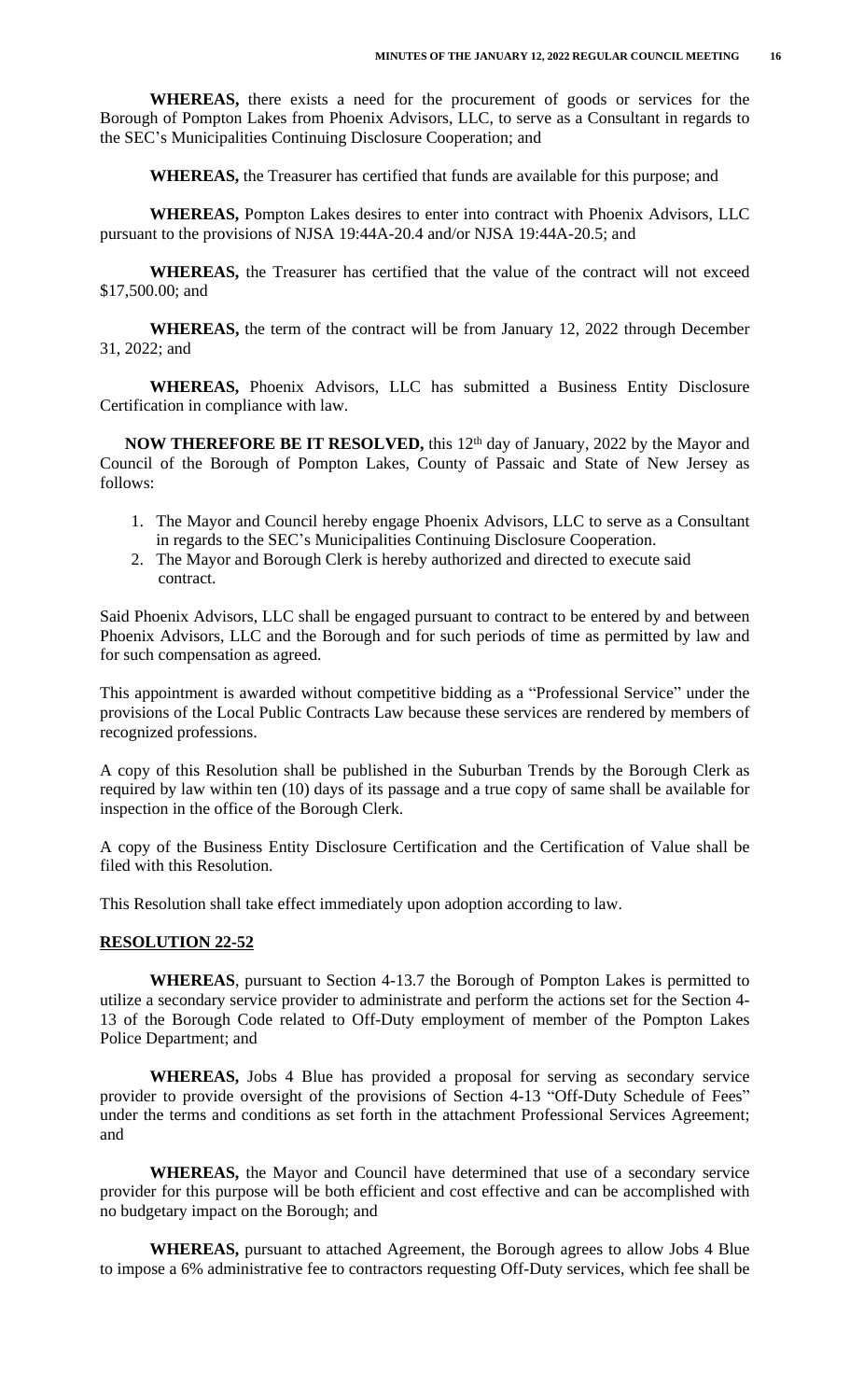**WHEREAS,** there exists a need for the procurement of goods or services for the Borough of Pompton Lakes from Phoenix Advisors, LLC, to serve as a Consultant in regards to the SEC's Municipalities Continuing Disclosure Cooperation; and

**WHEREAS,** the Treasurer has certified that funds are available for this purpose; and

**WHEREAS,** Pompton Lakes desires to enter into contract with Phoenix Advisors, LLC pursuant to the provisions of NJSA 19:44A-20.4 and/or NJSA 19:44A-20.5; and

**WHEREAS,** the Treasurer has certified that the value of the contract will not exceed \$17,500.00; and

**WHEREAS,** the term of the contract will be from January 12, 2022 through December 31, 2022; and

**WHEREAS,** Phoenix Advisors, LLC has submitted a Business Entity Disclosure Certification in compliance with law.

**NOW THEREFORE BE IT RESOLVED,** this 12th day of January, 2022 by the Mayor and Council of the Borough of Pompton Lakes, County of Passaic and State of New Jersey as follows:

1. The Mayor and Council hereby engage Phoenix Advisors, LLC to serve as a Consultant in regards to the SEC's Municipalities Continuing Disclosure Cooperation.
2. The Mayor and Borough Clerk is hereby authorized and directed to execute said contract.

Said Phoenix Advisors, LLC shall be engaged pursuant to contract to be entered by and between Phoenix Advisors, LLC and the Borough and for such periods of time as permitted by law and for such compensation as agreed.

This appointment is awarded without competitive bidding as a "Professional Service" under the provisions of the Local Public Contracts Law because these services are rendered by members of recognized professions.

A copy of this Resolution shall be published in the Suburban Trends by the Borough Clerk as required by law within ten (10) days of its passage and a true copy of same shall be available for inspection in the office of the Borough Clerk.

A copy of the Business Entity Disclosure Certification and the Certification of Value shall be filed with this Resolution.

This Resolution shall take effect immediately upon adoption according to law.

**RESOLUTION 22-52**

**WHEREAS**, pursuant to Section 4-13.7 the Borough of Pompton Lakes is permitted to utilize a secondary service provider to administrate and perform the actions set for the Section 4-13 of the Borough Code related to Off-Duty employment of member of the Pompton Lakes Police Department; and

**WHEREAS,** Jobs 4 Blue has provided a proposal for serving as secondary service provider to provide oversight of the provisions of Section 4-13 "Off-Duty Schedule of Fees" under the terms and conditions as set forth in the attachment Professional Services Agreement; and

**WHEREAS,** the Mayor and Council have determined that use of a secondary service provider for this purpose will be both efficient and cost effective and can be accomplished with no budgetary impact on the Borough; and

**WHEREAS,** pursuant to attached Agreement, the Borough agrees to allow Jobs 4 Blue to impose a 6% administrative fee to contractors requesting Off-Duty services, which fee shall be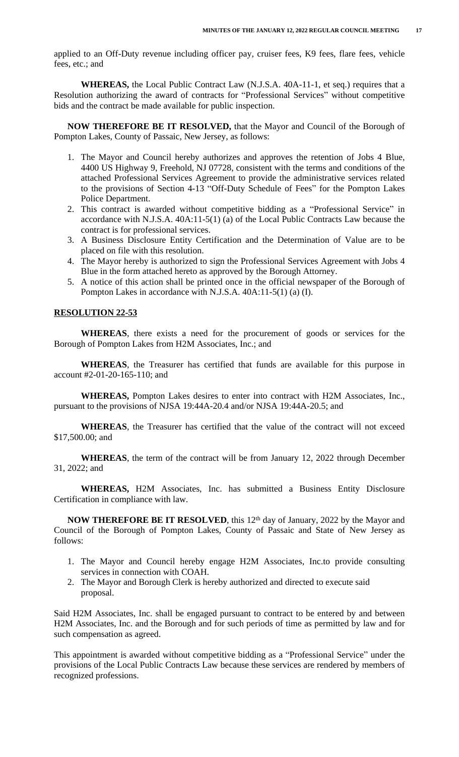applied to an Off-Duty revenue including officer pay, cruiser fees, K9 fees, flare fees, vehicle fees, etc.; and

**WHEREAS,** the Local Public Contract Law (N.J.S.A. 40A-11-1, et seq.) requires that a Resolution authorizing the award of contracts for "Professional Services" without competitive bids and the contract be made available for public inspection.

**NOW THEREFORE BE IT RESOLVED,** that the Mayor and Council of the Borough of Pompton Lakes, County of Passaic, New Jersey, as follows:

1. The Mayor and Council hereby authorizes and approves the retention of Jobs 4 Blue, 4400 US Highway 9, Freehold, NJ 07728, consistent with the terms and conditions of the attached Professional Services Agreement to provide the administrative services related to the provisions of Section 4-13 "Off-Duty Schedule of Fees" for the Pompton Lakes Police Department.
2. This contract is awarded without competitive bidding as a "Professional Service" in accordance with N.J.S.A. 40A:11-5(1) (a) of the Local Public Contracts Law because the contract is for professional services.
3. A Business Disclosure Entity Certification and the Determination of Value are to be placed on file with this resolution.
4. The Mayor hereby is authorized to sign the Professional Services Agreement with Jobs 4 Blue in the form attached hereto as approved by the Borough Attorney.
5. A notice of this action shall be printed once in the official newspaper of the Borough of Pompton Lakes in accordance with N.J.S.A. 40A:11-5(1) (a) (I).

**RESOLUTION 22-53**

**WHEREAS**, there exists a need for the procurement of goods or services for the Borough of Pompton Lakes from H2M Associates, Inc.; and

**WHEREAS**, the Treasurer has certified that funds are available for this purpose in account #2-01-20-165-110; and

**WHEREAS,** Pompton Lakes desires to enter into contract with H2M Associates, Inc., pursuant to the provisions of NJSA 19:44A-20.4 and/or NJSA 19:44A-20.5; and

**WHEREAS**, the Treasurer has certified that the value of the contract will not exceed $17,500.00; and

**WHEREAS**, the term of the contract will be from January 12, 2022 through December 31, 2022; and

**WHEREAS,** H2M Associates, Inc. has submitted a Business Entity Disclosure Certification in compliance with law.

**NOW THEREFORE BE IT RESOLVED**, this 12th day of January, 2022 by the Mayor and Council of the Borough of Pompton Lakes, County of Passaic and State of New Jersey as follows:

1. The Mayor and Council hereby engage H2M Associates, Inc.to provide consulting services in connection with COAH.
2. The Mayor and Borough Clerk is hereby authorized and directed to execute said proposal.

Said H2M Associates, Inc. shall be engaged pursuant to contract to be entered by and between H2M Associates, Inc. and the Borough and for such periods of time as permitted by law and for such compensation as agreed.

This appointment is awarded without competitive bidding as a "Professional Service" under the provisions of the Local Public Contracts Law because these services are rendered by members of recognized professions.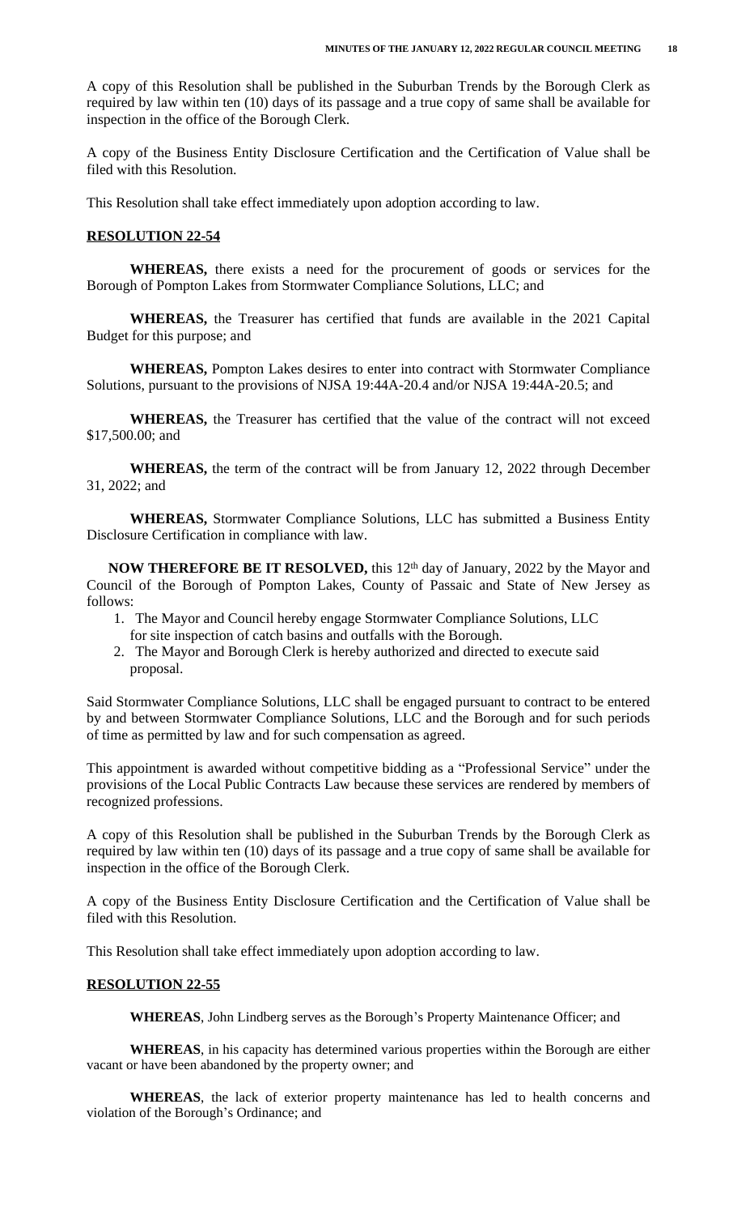A copy of this Resolution shall be published in the Suburban Trends by the Borough Clerk as required by law within ten (10) days of its passage and a true copy of same shall be available for inspection in the office of the Borough Clerk.

A copy of the Business Entity Disclosure Certification and the Certification of Value shall be filed with this Resolution.

This Resolution shall take effect immediately upon adoption according to law.

**RESOLUTION 22-54**

**WHEREAS,** there exists a need for the procurement of goods or services for the Borough of Pompton Lakes from Stormwater Compliance Solutions, LLC; and

**WHEREAS,** the Treasurer has certified that funds are available in the 2021 Capital Budget for this purpose; and

**WHEREAS,** Pompton Lakes desires to enter into contract with Stormwater Compliance Solutions, pursuant to the provisions of NJSA 19:44A-20.4 and/or NJSA 19:44A-20.5; and

**WHEREAS,** the Treasurer has certified that the value of the contract will not exceed $17,500.00; and

**WHEREAS,** the term of the contract will be from January 12, 2022 through December 31, 2022; and

**WHEREAS,** Stormwater Compliance Solutions, LLC has submitted a Business Entity Disclosure Certification in compliance with law.

**NOW THEREFORE BE IT RESOLVED,** this 12th day of January, 2022 by the Mayor and Council of the Borough of Pompton Lakes, County of Passaic and State of New Jersey as follows:

1. The Mayor and Council hereby engage Stormwater Compliance Solutions, LLC for site inspection of catch basins and outfalls with the Borough.
2. The Mayor and Borough Clerk is hereby authorized and directed to execute said proposal.

Said Stormwater Compliance Solutions, LLC shall be engaged pursuant to contract to be entered by and between Stormwater Compliance Solutions, LLC and the Borough and for such periods of time as permitted by law and for such compensation as agreed.

This appointment is awarded without competitive bidding as a "Professional Service" under the provisions of the Local Public Contracts Law because these services are rendered by members of recognized professions.

A copy of this Resolution shall be published in the Suburban Trends by the Borough Clerk as required by law within ten (10) days of its passage and a true copy of same shall be available for inspection in the office of the Borough Clerk.

A copy of the Business Entity Disclosure Certification and the Certification of Value shall be filed with this Resolution.

This Resolution shall take effect immediately upon adoption according to law.

**RESOLUTION 22-55**

**WHEREAS**, John Lindberg serves as the Borough's Property Maintenance Officer; and

**WHEREAS**, in his capacity has determined various properties within the Borough are either vacant or have been abandoned by the property owner; and

**WHEREAS**, the lack of exterior property maintenance has led to health concerns and violation of the Borough's Ordinance; and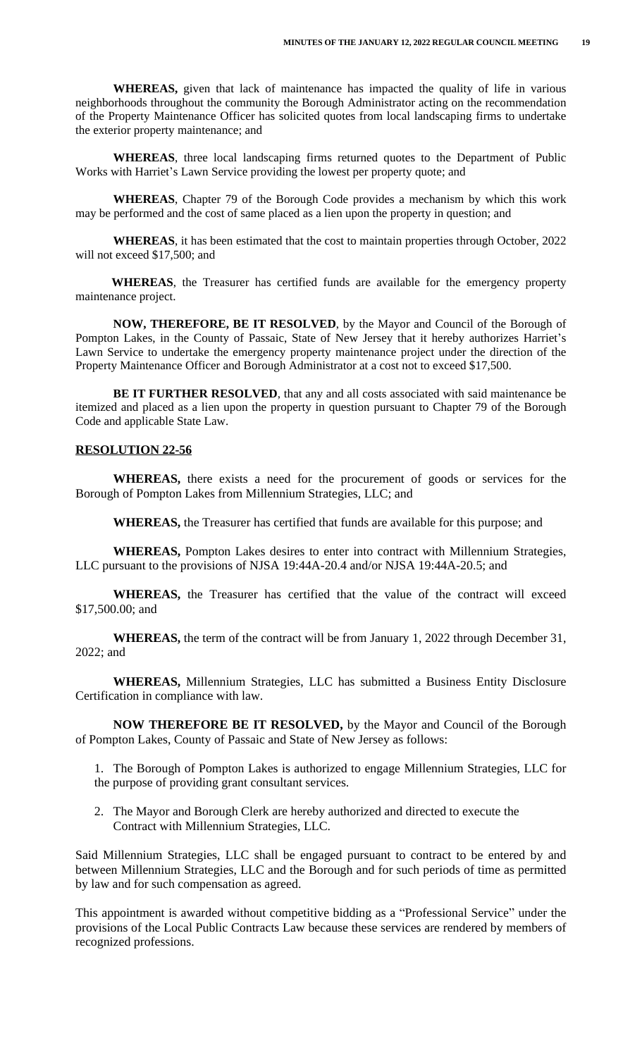**WHEREAS,** given that lack of maintenance has impacted the quality of life in various neighborhoods throughout the community the Borough Administrator acting on the recommendation of the Property Maintenance Officer has solicited quotes from local landscaping firms to undertake the exterior property maintenance; and

**WHEREAS**, three local landscaping firms returned quotes to the Department of Public Works with Harriet's Lawn Service providing the lowest per property quote; and

**WHEREAS**, Chapter 79 of the Borough Code provides a mechanism by which this work may be performed and the cost of same placed as a lien upon the property in question; and

**WHEREAS**, it has been estimated that the cost to maintain properties through October, 2022 will not exceed $17,500; and

**WHEREAS**, the Treasurer has certified funds are available for the emergency property maintenance project.

**NOW, THEREFORE, BE IT RESOLVED**, by the Mayor and Council of the Borough of Pompton Lakes, in the County of Passaic, State of New Jersey that it hereby authorizes Harriet's Lawn Service to undertake the emergency property maintenance project under the direction of the Property Maintenance Officer and Borough Administrator at a cost not to exceed $17,500.

**BE IT FURTHER RESOLVED**, that any and all costs associated with said maintenance be itemized and placed as a lien upon the property in question pursuant to Chapter 79 of the Borough Code and applicable State Law.

**RESOLUTION 22-56**

**WHEREAS,** there exists a need for the procurement of goods or services for the Borough of Pompton Lakes from Millennium Strategies, LLC; and

**WHEREAS,** the Treasurer has certified that funds are available for this purpose; and

**WHEREAS,** Pompton Lakes desires to enter into contract with Millennium Strategies, LLC pursuant to the provisions of NJSA 19:44A-20.4 and/or NJSA 19:44A-20.5; and

**WHEREAS,** the Treasurer has certified that the value of the contract will exceed $17,500.00; and

**WHEREAS,** the term of the contract will be from January 1, 2022 through December 31, 2022; and

**WHEREAS,** Millennium Strategies, LLC has submitted a Business Entity Disclosure Certification in compliance with law.

**NOW THEREFORE BE IT RESOLVED,** by the Mayor and Council of the Borough of Pompton Lakes, County of Passaic and State of New Jersey as follows:

1. The Borough of Pompton Lakes is authorized to engage Millennium Strategies, LLC for the purpose of providing grant consultant services.

2. The Mayor and Borough Clerk are hereby authorized and directed to execute the Contract with Millennium Strategies, LLC.

Said Millennium Strategies, LLC shall be engaged pursuant to contract to be entered by and between Millennium Strategies, LLC and the Borough and for such periods of time as permitted by law and for such compensation as agreed.

This appointment is awarded without competitive bidding as a "Professional Service" under the provisions of the Local Public Contracts Law because these services are rendered by members of recognized professions.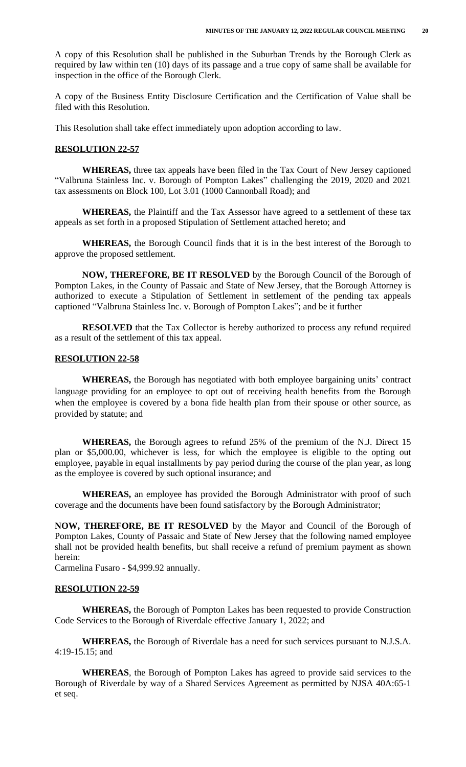A copy of this Resolution shall be published in the Suburban Trends by the Borough Clerk as required by law within ten (10) days of its passage and a true copy of same shall be available for inspection in the office of the Borough Clerk.

A copy of the Business Entity Disclosure Certification and the Certification of Value shall be filed with this Resolution.

This Resolution shall take effect immediately upon adoption according to law.

**RESOLUTION 22-57**

**WHEREAS,** three tax appeals have been filed in the Tax Court of New Jersey captioned "Valbruna Stainless Inc. v. Borough of Pompton Lakes" challenging the 2019, 2020 and 2021 tax assessments on Block 100, Lot 3.01 (1000 Cannonball Road); and

**WHEREAS,** the Plaintiff and the Tax Assessor have agreed to a settlement of these tax appeals as set forth in a proposed Stipulation of Settlement attached hereto; and

**WHEREAS,** the Borough Council finds that it is in the best interest of the Borough to approve the proposed settlement.

**NOW, THEREFORE, BE IT RESOLVED** by the Borough Council of the Borough of Pompton Lakes, in the County of Passaic and State of New Jersey, that the Borough Attorney is authorized to execute a Stipulation of Settlement in settlement of the pending tax appeals captioned "Valbruna Stainless Inc. v. Borough of Pompton Lakes"; and be it further

**RESOLVED** that the Tax Collector is hereby authorized to process any refund required as a result of the settlement of this tax appeal.

**RESOLUTION 22-58**

**WHEREAS,** the Borough has negotiated with both employee bargaining units' contract language providing for an employee to opt out of receiving health benefits from the Borough when the employee is covered by a bona fide health plan from their spouse or other source, as provided by statute; and

**WHEREAS,** the Borough agrees to refund 25% of the premium of the N.J. Direct 15 plan or $5,000.00, whichever is less, for which the employee is eligible to the opting out employee, payable in equal installments by pay period during the course of the plan year, as long as the employee is covered by such optional insurance; and

**WHEREAS,** an employee has provided the Borough Administrator with proof of such coverage and the documents have been found satisfactory by the Borough Administrator;

**NOW, THEREFORE, BE IT RESOLVED** by the Mayor and Council of the Borough of Pompton Lakes, County of Passaic and State of New Jersey that the following named employee shall not be provided health benefits, but shall receive a refund of premium payment as shown herein:
Carmelina Fusaro - $4,999.92 annually.

**RESOLUTION 22-59**

**WHEREAS,** the Borough of Pompton Lakes has been requested to provide Construction Code Services to the Borough of Riverdale effective January 1, 2022; and

**WHEREAS,** the Borough of Riverdale has a need for such services pursuant to N.J.S.A. 4:19-15.15; and

**WHEREAS**, the Borough of Pompton Lakes has agreed to provide said services to the Borough of Riverdale by way of a Shared Services Agreement as permitted by NJSA 40A:65-1 et seq.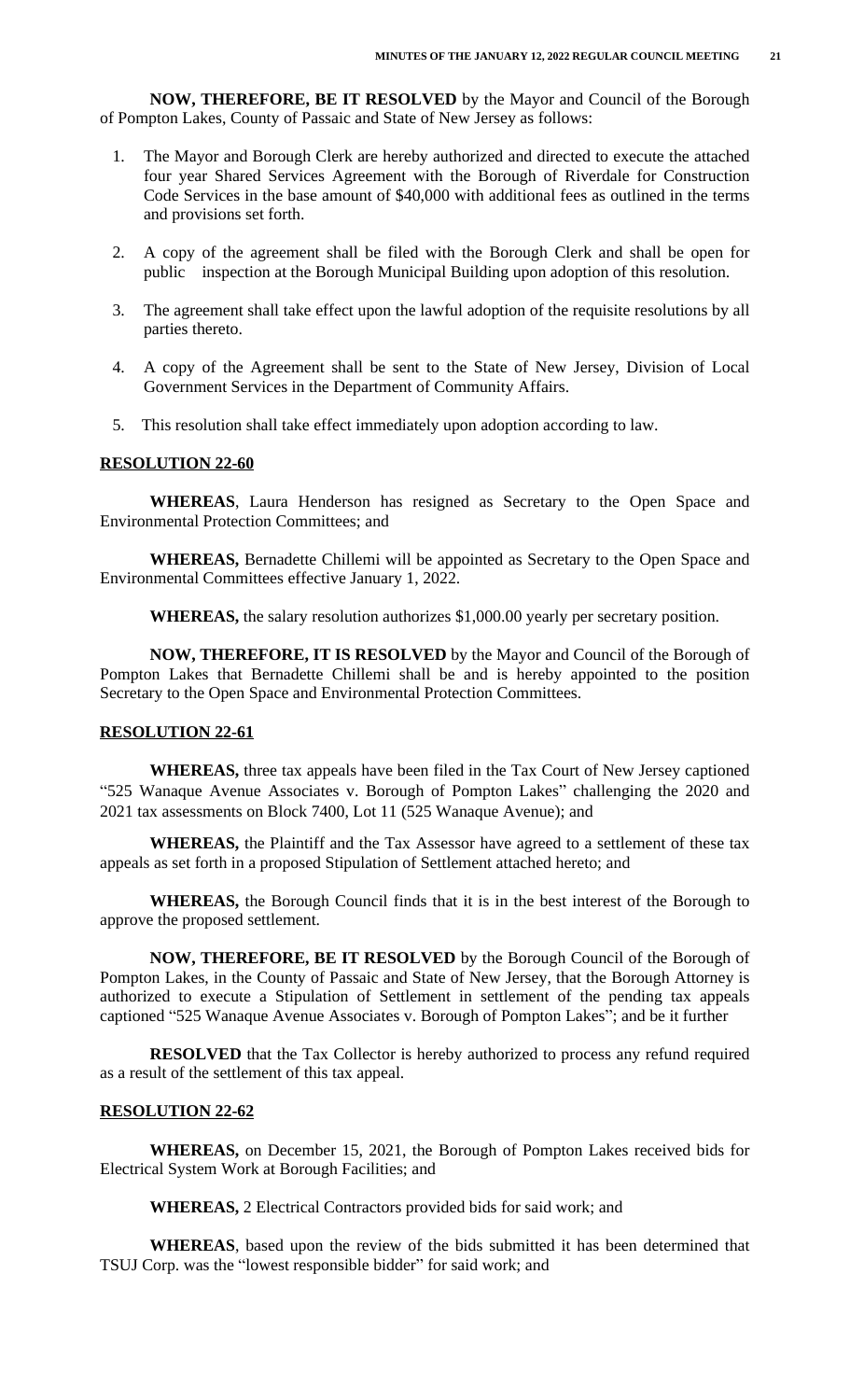**NOW, THEREFORE, BE IT RESOLVED** by the Mayor and Council of the Borough of Pompton Lakes, County of Passaic and State of New Jersey as follows:

1. The Mayor and Borough Clerk are hereby authorized and directed to execute the attached four year Shared Services Agreement with the Borough of Riverdale for Construction Code Services in the base amount of $40,000 with additional fees as outlined in the terms and provisions set forth.

2. A copy of the agreement shall be filed with the Borough Clerk and shall be open for public inspection at the Borough Municipal Building upon adoption of this resolution.

3. The agreement shall take effect upon the lawful adoption of the requisite resolutions by all parties thereto.

4. A copy of the Agreement shall be sent to the State of New Jersey, Division of Local Government Services in the Department of Community Affairs.

5. This resolution shall take effect immediately upon adoption according to law.

**RESOLUTION 22-60**

**WHEREAS**, Laura Henderson has resigned as Secretary to the Open Space and Environmental Protection Committees; and

**WHEREAS,** Bernadette Chillemi will be appointed as Secretary to the Open Space and Environmental Committees effective January 1, 2022.

**WHEREAS,** the salary resolution authorizes $1,000.00 yearly per secretary position.

**NOW, THEREFORE, IT IS RESOLVED** by the Mayor and Council of the Borough of Pompton Lakes that Bernadette Chillemi shall be and is hereby appointed to the position Secretary to the Open Space and Environmental Protection Committees.

**RESOLUTION 22-61**

**WHEREAS,** three tax appeals have been filed in the Tax Court of New Jersey captioned "525 Wanaque Avenue Associates v. Borough of Pompton Lakes" challenging the 2020 and 2021 tax assessments on Block 7400, Lot 11 (525 Wanaque Avenue); and

**WHEREAS,** the Plaintiff and the Tax Assessor have agreed to a settlement of these tax appeals as set forth in a proposed Stipulation of Settlement attached hereto; and

**WHEREAS,** the Borough Council finds that it is in the best interest of the Borough to approve the proposed settlement.

**NOW, THEREFORE, BE IT RESOLVED** by the Borough Council of the Borough of Pompton Lakes, in the County of Passaic and State of New Jersey, that the Borough Attorney is authorized to execute a Stipulation of Settlement in settlement of the pending tax appeals captioned "525 Wanaque Avenue Associates v. Borough of Pompton Lakes"; and be it further

**RESOLVED** that the Tax Collector is hereby authorized to process any refund required as a result of the settlement of this tax appeal.

**RESOLUTION 22-62**

**WHEREAS,** on December 15, 2021, the Borough of Pompton Lakes received bids for Electrical System Work at Borough Facilities; and

**WHEREAS,** 2 Electrical Contractors provided bids for said work; and

**WHEREAS**, based upon the review of the bids submitted it has been determined that TSUJ Corp. was the "lowest responsible bidder" for said work; and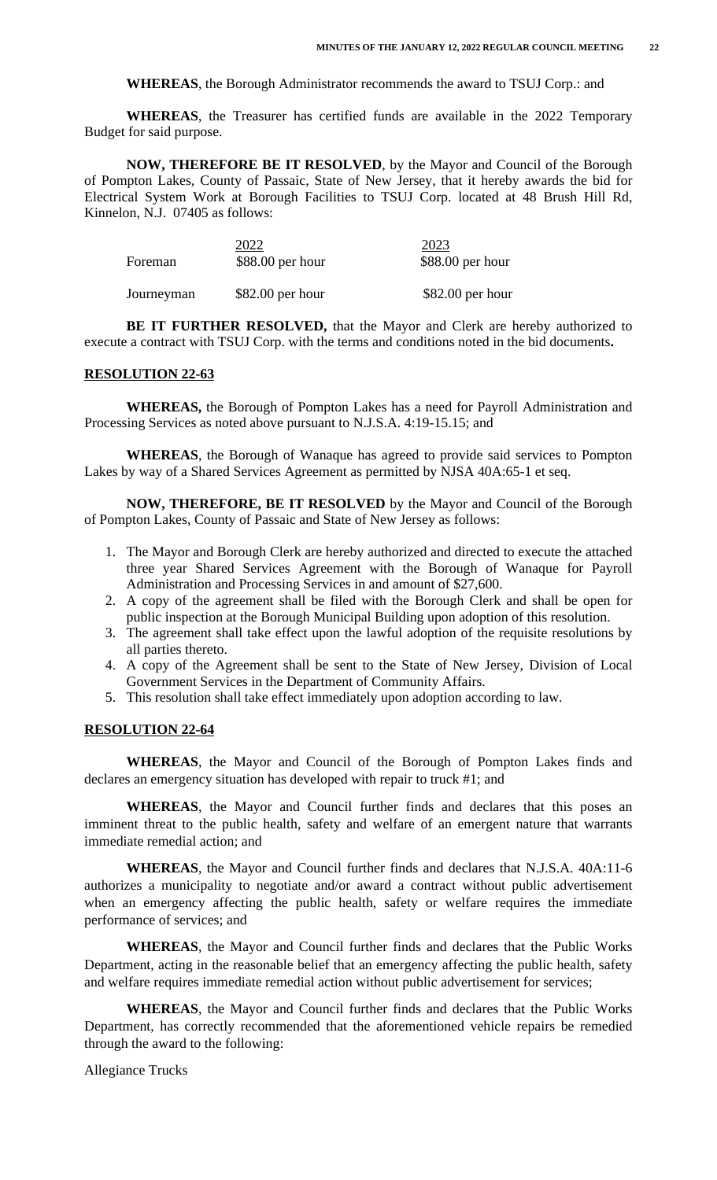**WHEREAS**, the Borough Administrator recommends the award to TSUJ Corp.: and

**WHEREAS**, the Treasurer has certified funds are available in the 2022 Temporary Budget for said purpose.

**NOW, THEREFORE BE IT RESOLVED**, by the Mayor and Council of the Borough of Pompton Lakes, County of Passaic, State of New Jersey, that it hereby awards the bid for Electrical System Work at Borough Facilities to TSUJ Corp. located at 48 Brush Hill Rd, Kinnelon, N.J. 07405 as follows:

| | 2022 | 2023 |
|---|---|---|
| Foreman | $88.00 per hour | $88.00 per hour |
| Journeyman | $82.00 per hour | $82.00 per hour |

**BE IT FURTHER RESOLVED,** that the Mayor and Clerk are hereby authorized to execute a contract with TSUJ Corp. with the terms and conditions noted in the bid documents**.**

## RESOLUTION 22-63

**WHEREAS,** the Borough of Pompton Lakes has a need for Payroll Administration and Processing Services as noted above pursuant to N.J.S.A. 4:19-15.15; and

**WHEREAS**, the Borough of Wanaque has agreed to provide said services to Pompton Lakes by way of a Shared Services Agreement as permitted by NJSA 40A:65-1 et seq.

**NOW, THEREFORE, BE IT RESOLVED** by the Mayor and Council of the Borough of Pompton Lakes, County of Passaic and State of New Jersey as follows:

1. The Mayor and Borough Clerk are hereby authorized and directed to execute the attached three year Shared Services Agreement with the Borough of Wanaque for Payroll Administration and Processing Services in and amount of $27,600.
2. A copy of the agreement shall be filed with the Borough Clerk and shall be open for public inspection at the Borough Municipal Building upon adoption of this resolution.
3. The agreement shall take effect upon the lawful adoption of the requisite resolutions by all parties thereto.
4. A copy of the Agreement shall be sent to the State of New Jersey, Division of Local Government Services in the Department of Community Affairs.
5. This resolution shall take effect immediately upon adoption according to law.

## RESOLUTION 22-64

**WHEREAS**, the Mayor and Council of the Borough of Pompton Lakes finds and declares an emergency situation has developed with repair to truck #1; and

**WHEREAS**, the Mayor and Council further finds and declares that this poses an imminent threat to the public health, safety and welfare of an emergent nature that warrants immediate remedial action; and

**WHEREAS**, the Mayor and Council further finds and declares that N.J.S.A. 40A:11-6 authorizes a municipality to negotiate and/or award a contract without public advertisement when an emergency affecting the public health, safety or welfare requires the immediate performance of services; and

**WHEREAS**, the Mayor and Council further finds and declares that the Public Works Department, acting in the reasonable belief that an emergency affecting the public health, safety and welfare requires immediate remedial action without public advertisement for services;

**WHEREAS**, the Mayor and Council further finds and declares that the Public Works Department, has correctly recommended that the aforementioned vehicle repairs be remedied through the award to the following:

Allegiance Trucks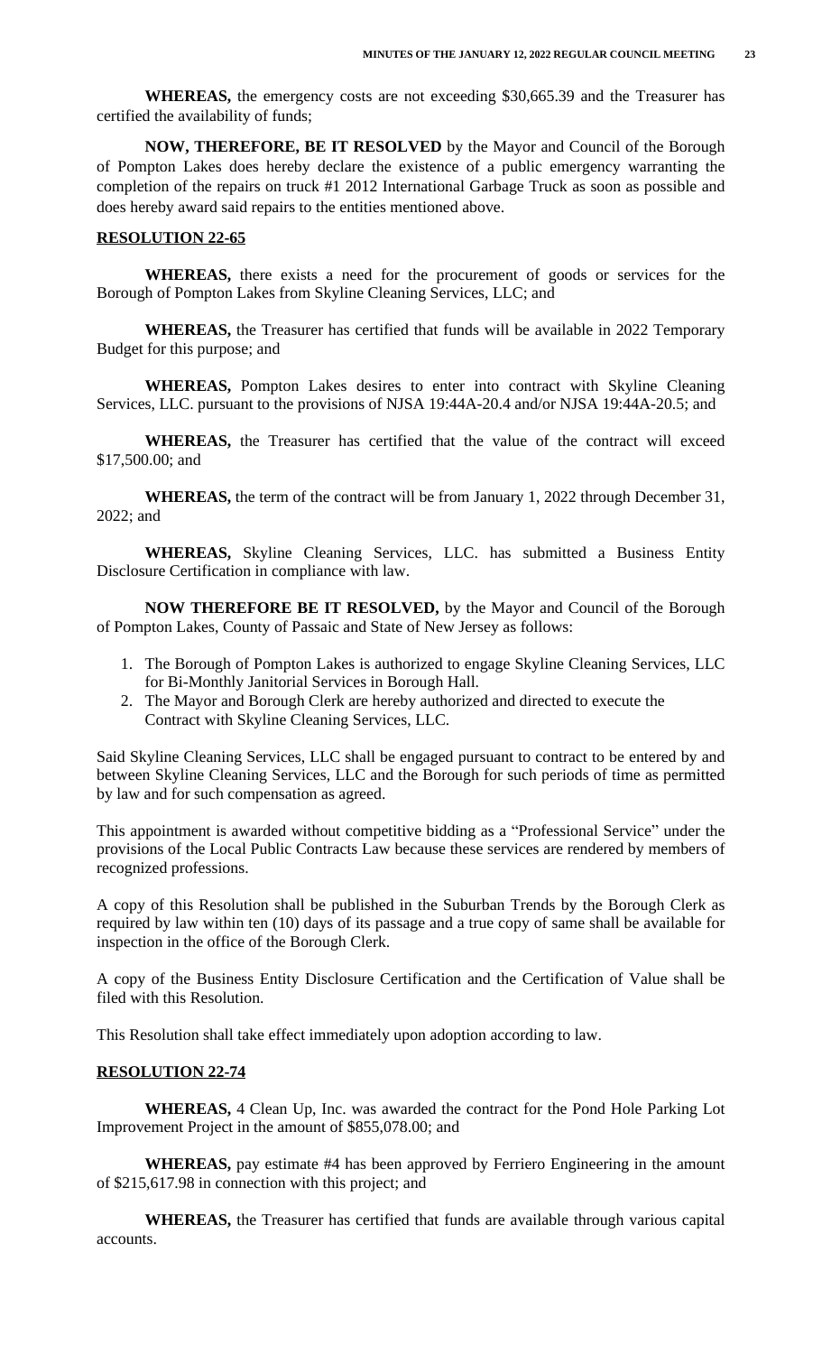**WHEREAS,** the emergency costs are not exceeding $30,665.39 and the Treasurer has certified the availability of funds;

**NOW, THEREFORE, BE IT RESOLVED** by the Mayor and Council of the Borough of Pompton Lakes does hereby declare the existence of a public emergency warranting the completion of the repairs on truck #1 2012 International Garbage Truck as soon as possible and does hereby award said repairs to the entities mentioned above.

**RESOLUTION 22-65**

**WHEREAS,** there exists a need for the procurement of goods or services for the Borough of Pompton Lakes from Skyline Cleaning Services, LLC; and

**WHEREAS,** the Treasurer has certified that funds will be available in 2022 Temporary Budget for this purpose; and

**WHEREAS,** Pompton Lakes desires to enter into contract with Skyline Cleaning Services, LLC. pursuant to the provisions of NJSA 19:44A-20.4 and/or NJSA 19:44A-20.5; and

**WHEREAS,** the Treasurer has certified that the value of the contract will exceed $17,500.00; and

**WHEREAS,** the term of the contract will be from January 1, 2022 through December 31, 2022; and

**WHEREAS,** Skyline Cleaning Services, LLC. has submitted a Business Entity Disclosure Certification in compliance with law.

**NOW THEREFORE BE IT RESOLVED,** by the Mayor and Council of the Borough of Pompton Lakes, County of Passaic and State of New Jersey as follows:

1. The Borough of Pompton Lakes is authorized to engage Skyline Cleaning Services, LLC for Bi-Monthly Janitorial Services in Borough Hall.
2. The Mayor and Borough Clerk are hereby authorized and directed to execute the Contract with Skyline Cleaning Services, LLC.

Said Skyline Cleaning Services, LLC shall be engaged pursuant to contract to be entered by and between Skyline Cleaning Services, LLC and the Borough for such periods of time as permitted by law and for such compensation as agreed.

This appointment is awarded without competitive bidding as a "Professional Service" under the provisions of the Local Public Contracts Law because these services are rendered by members of recognized professions.

A copy of this Resolution shall be published in the Suburban Trends by the Borough Clerk as required by law within ten (10) days of its passage and a true copy of same shall be available for inspection in the office of the Borough Clerk.

A copy of the Business Entity Disclosure Certification and the Certification of Value shall be filed with this Resolution.

This Resolution shall take effect immediately upon adoption according to law.

**RESOLUTION 22-74**

**WHEREAS,** 4 Clean Up, Inc. was awarded the contract for the Pond Hole Parking Lot Improvement Project in the amount of $855,078.00; and

**WHEREAS,** pay estimate #4 has been approved by Ferriero Engineering in the amount of $215,617.98 in connection with this project; and

**WHEREAS,** the Treasurer has certified that funds are available through various capital accounts.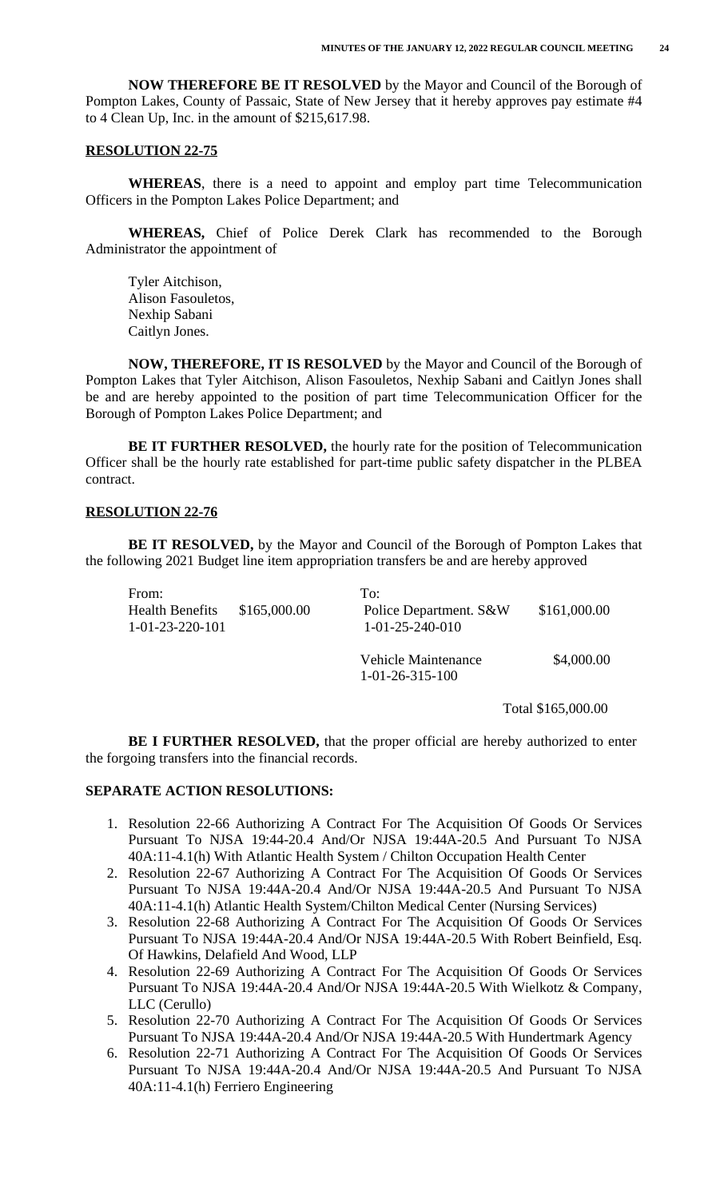**NOW THEREFORE BE IT RESOLVED** by the Mayor and Council of the Borough of Pompton Lakes, County of Passaic, State of New Jersey that it hereby approves pay estimate #4 to 4 Clean Up, Inc. in the amount of $215,617.98.

**RESOLUTION 22-75**

**WHEREAS**, there is a need to appoint and employ part time Telecommunication Officers in the Pompton Lakes Police Department; and

**WHEREAS,** Chief of Police Derek Clark has recommended to the Borough Administrator the appointment of

Tyler Aitchison,
Alison Fasouletos,
Nexhip Sabani
Caitlyn Jones.

**NOW, THEREFORE, IT IS RESOLVED** by the Mayor and Council of the Borough of Pompton Lakes that Tyler Aitchison, Alison Fasouletos, Nexhip Sabani and Caitlyn Jones shall be and are hereby appointed to the position of part time Telecommunication Officer for the Borough of Pompton Lakes Police Department; and

**BE IT FURTHER RESOLVED,** the hourly rate for the position of Telecommunication Officer shall be the hourly rate established for part-time public safety dispatcher in the PLBEA contract.

**RESOLUTION 22-76**

**BE IT RESOLVED,** by the Mayor and Council of the Borough of Pompton Lakes that the following 2021 Budget line item appropriation transfers be and are hereby approved

| From: | | To: | |
|---|---|---|---|
| Health Benefits<br>1-01-23-220-101 | $165,000.00 | Police Department. S&W<br>1-01-25-240-010 | $161,000.00 |
| | | Vehicle Maintenance<br>1-01-26-315-100 | $4,000.00 |
| | | | Total $165,000.00 |

**BE I FURTHER RESOLVED,** that the proper official are hereby authorized to enter the forgoing transfers into the financial records.

**SEPARATE ACTION RESOLUTIONS:**

1. Resolution 22-66 Authorizing A Contract For The Acquisition Of Goods Or Services Pursuant To NJSA 19:44-20.4 And/Or NJSA 19:44A-20.5 And Pursuant To NJSA 40A:11-4.1(h) With Atlantic Health System / Chilton Occupation Health Center
2. Resolution 22-67 Authorizing A Contract For The Acquisition Of Goods Or Services Pursuant To NJSA 19:44A-20.4 And/Or NJSA 19:44A-20.5 And Pursuant To NJSA 40A:11-4.1(h) Atlantic Health System/Chilton Medical Center (Nursing Services)
3. Resolution 22-68 Authorizing A Contract For The Acquisition Of Goods Or Services Pursuant To NJSA 19:44A-20.4 And/Or NJSA 19:44A-20.5 With Robert Beinfield, Esq. Of Hawkins, Delafield And Wood, LLP
4. Resolution 22-69 Authorizing A Contract For The Acquisition Of Goods Or Services Pursuant To NJSA 19:44A-20.4 And/Or NJSA 19:44A-20.5 With Wielkotz & Company, LLC (Cerullo)
5. Resolution 22-70 Authorizing A Contract For The Acquisition Of Goods Or Services Pursuant To NJSA 19:44A-20.4 And/Or NJSA 19:44A-20.5 With Hundertmark Agency
6. Resolution 22-71 Authorizing A Contract For The Acquisition Of Goods Or Services Pursuant To NJSA 19:44A-20.4 And/Or NJSA 19:44A-20.5 And Pursuant To NJSA 40A:11-4.1(h) Ferriero Engineering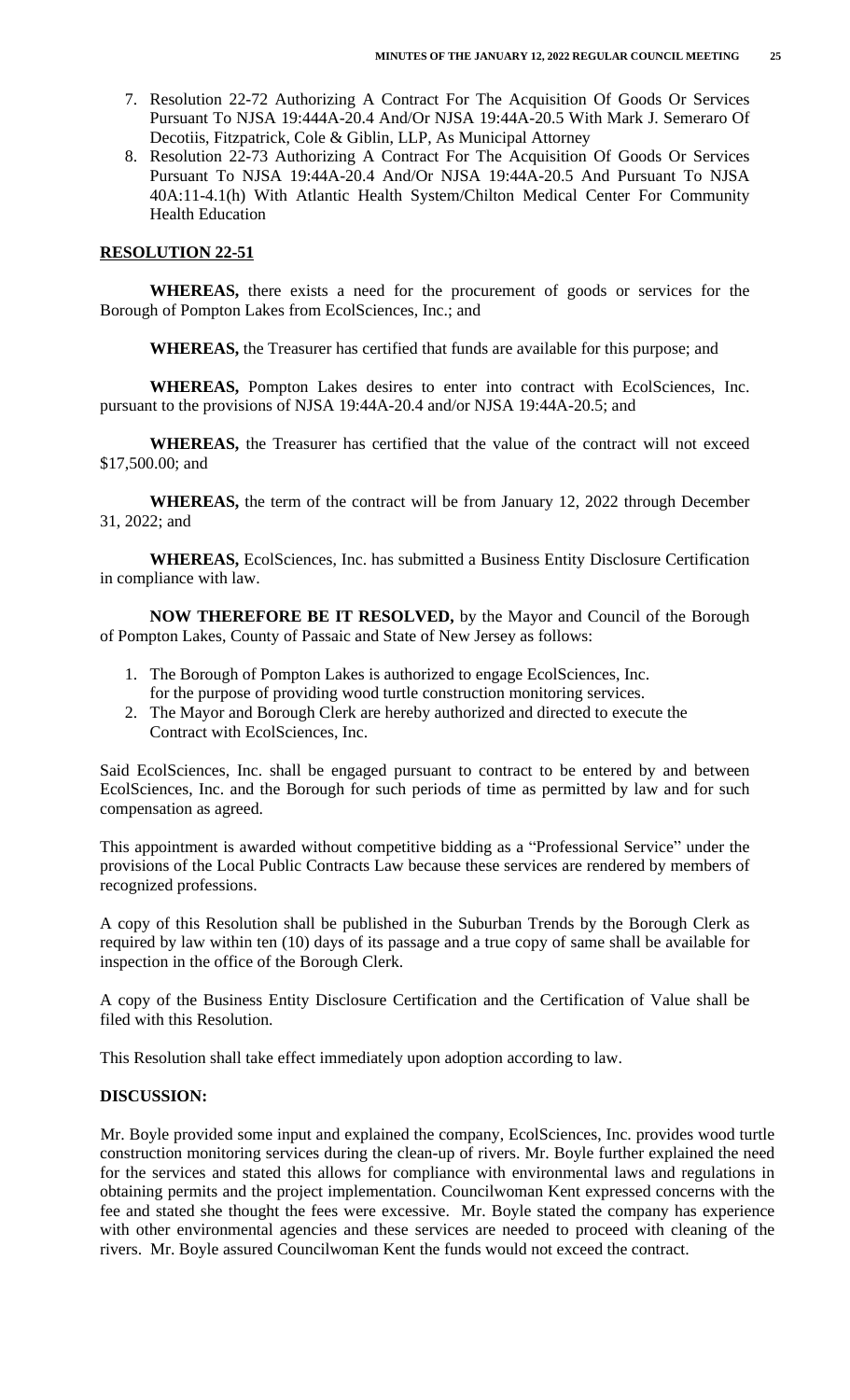7. Resolution 22-72 Authorizing A Contract For The Acquisition Of Goods Or Services Pursuant To NJSA 19:444A-20.4 And/Or NJSA 19:44A-20.5 With Mark J. Semeraro Of Decotiis, Fitzpatrick, Cole & Giblin, LLP, As Municipal Attorney
8. Resolution 22-73 Authorizing A Contract For The Acquisition Of Goods Or Services Pursuant To NJSA 19:44A-20.4 And/Or NJSA 19:44A-20.5 And Pursuant To NJSA 40A:11-4.1(h) With Atlantic Health System/Chilton Medical Center For Community Health Education

## RESOLUTION 22-51

**WHEREAS,** there exists a need for the procurement of goods or services for the Borough of Pompton Lakes from EcolSciences, Inc.; and

**WHEREAS,** the Treasurer has certified that funds are available for this purpose; and

**WHEREAS,** Pompton Lakes desires to enter into contract with EcolSciences, Inc. pursuant to the provisions of NJSA 19:44A-20.4 and/or NJSA 19:44A-20.5; and

**WHEREAS,** the Treasurer has certified that the value of the contract will not exceed $17,500.00; and

**WHEREAS,** the term of the contract will be from January 12, 2022 through December 31, 2022; and

**WHEREAS,** EcolSciences, Inc. has submitted a Business Entity Disclosure Certification in compliance with law.

**NOW THEREFORE BE IT RESOLVED,** by the Mayor and Council of the Borough of Pompton Lakes, County of Passaic and State of New Jersey as follows:

1. The Borough of Pompton Lakes is authorized to engage EcolSciences, Inc. for the purpose of providing wood turtle construction monitoring services.
2. The Mayor and Borough Clerk are hereby authorized and directed to execute the Contract with EcolSciences, Inc.

Said EcolSciences, Inc. shall be engaged pursuant to contract to be entered by and between EcolSciences, Inc. and the Borough for such periods of time as permitted by law and for such compensation as agreed.

This appointment is awarded without competitive bidding as a "Professional Service" under the provisions of the Local Public Contracts Law because these services are rendered by members of recognized professions.

A copy of this Resolution shall be published in the Suburban Trends by the Borough Clerk as required by law within ten (10) days of its passage and a true copy of same shall be available for inspection in the office of the Borough Clerk.

A copy of the Business Entity Disclosure Certification and the Certification of Value shall be filed with this Resolution.

This Resolution shall take effect immediately upon adoption according to law.

### DISCUSSION:

Mr. Boyle provided some input and explained the company, EcolSciences, Inc. provides wood turtle construction monitoring services during the clean-up of rivers. Mr. Boyle further explained the need for the services and stated this allows for compliance with environmental laws and regulations in obtaining permits and the project implementation. Councilwoman Kent expressed concerns with the fee and stated she thought the fees were excessive. Mr. Boyle stated the company has experience with other environmental agencies and these services are needed to proceed with cleaning of the rivers. Mr. Boyle assured Councilwoman Kent the funds would not exceed the contract.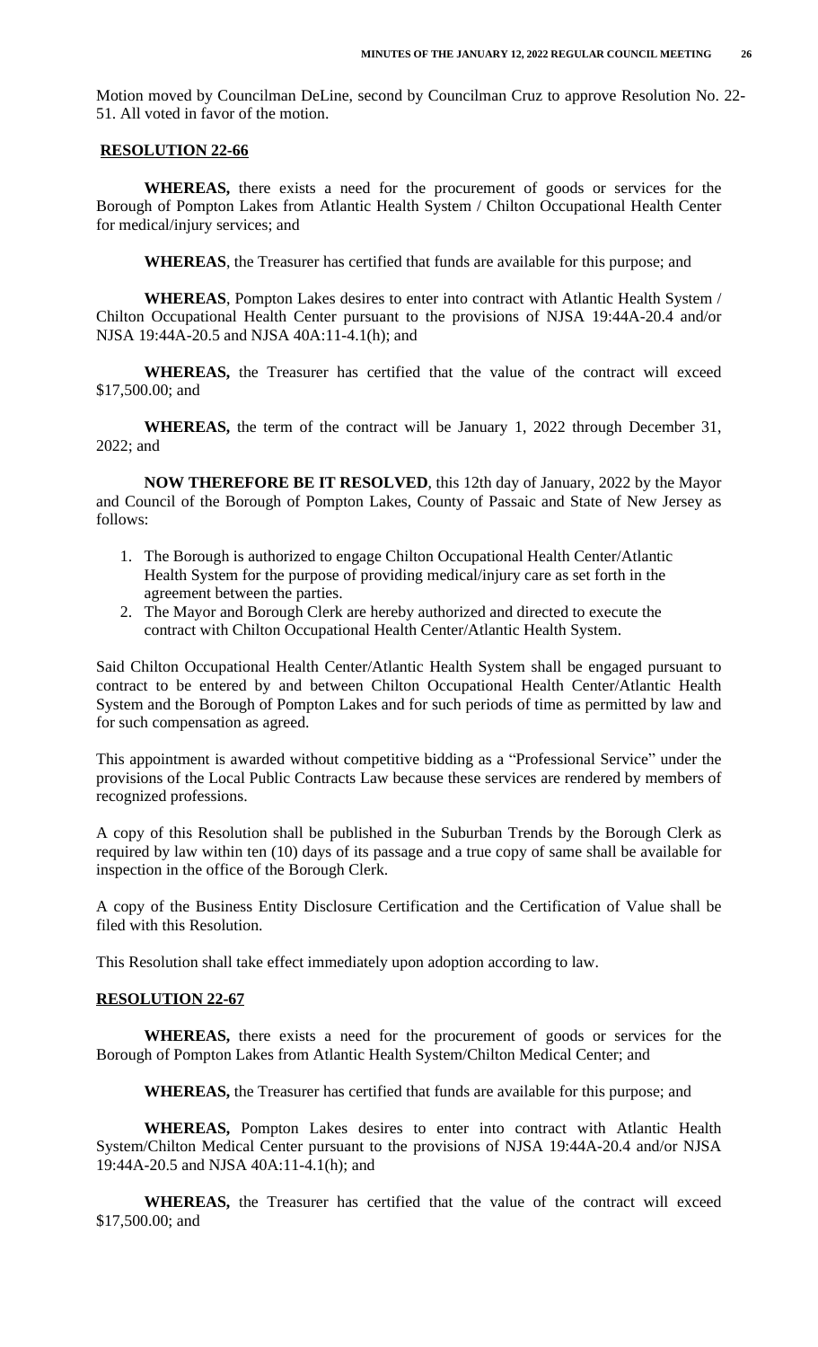Motion moved by Councilman DeLine, second by Councilman Cruz to approve Resolution No. 22-51. All voted in favor of the motion.

**RESOLUTION 22-66**

**WHEREAS,** there exists a need for the procurement of goods or services for the Borough of Pompton Lakes from Atlantic Health System / Chilton Occupational Health Center for medical/injury services; and

**WHEREAS**, the Treasurer has certified that funds are available for this purpose; and

**WHEREAS**, Pompton Lakes desires to enter into contract with Atlantic Health System / Chilton Occupational Health Center pursuant to the provisions of NJSA 19:44A-20.4 and/or NJSA 19:44A-20.5 and NJSA 40A:11-4.1(h); and

**WHEREAS,** the Treasurer has certified that the value of the contract will exceed $17,500.00; and

**WHEREAS,** the term of the contract will be January 1, 2022 through December 31, 2022; and

**NOW THEREFORE BE IT RESOLVED**, this 12th day of January, 2022 by the Mayor and Council of the Borough of Pompton Lakes, County of Passaic and State of New Jersey as follows:

1. The Borough is authorized to engage Chilton Occupational Health Center/Atlantic Health System for the purpose of providing medical/injury care as set forth in the agreement between the parties.
2. The Mayor and Borough Clerk are hereby authorized and directed to execute the contract with Chilton Occupational Health Center/Atlantic Health System.

Said Chilton Occupational Health Center/Atlantic Health System shall be engaged pursuant to contract to be entered by and between Chilton Occupational Health Center/Atlantic Health System and the Borough of Pompton Lakes and for such periods of time as permitted by law and for such compensation as agreed.

This appointment is awarded without competitive bidding as a "Professional Service" under the provisions of the Local Public Contracts Law because these services are rendered by members of recognized professions.

A copy of this Resolution shall be published in the Suburban Trends by the Borough Clerk as required by law within ten (10) days of its passage and a true copy of same shall be available for inspection in the office of the Borough Clerk.

A copy of the Business Entity Disclosure Certification and the Certification of Value shall be filed with this Resolution.

This Resolution shall take effect immediately upon adoption according to law.

**RESOLUTION 22-67**

**WHEREAS,** there exists a need for the procurement of goods or services for the Borough of Pompton Lakes from Atlantic Health System/Chilton Medical Center; and

**WHEREAS,** the Treasurer has certified that funds are available for this purpose; and

**WHEREAS,** Pompton Lakes desires to enter into contract with Atlantic Health System/Chilton Medical Center pursuant to the provisions of NJSA 19:44A-20.4 and/or NJSA 19:44A-20.5 and NJSA 40A:11-4.1(h); and

**WHEREAS,** the Treasurer has certified that the value of the contract will exceed $17,500.00; and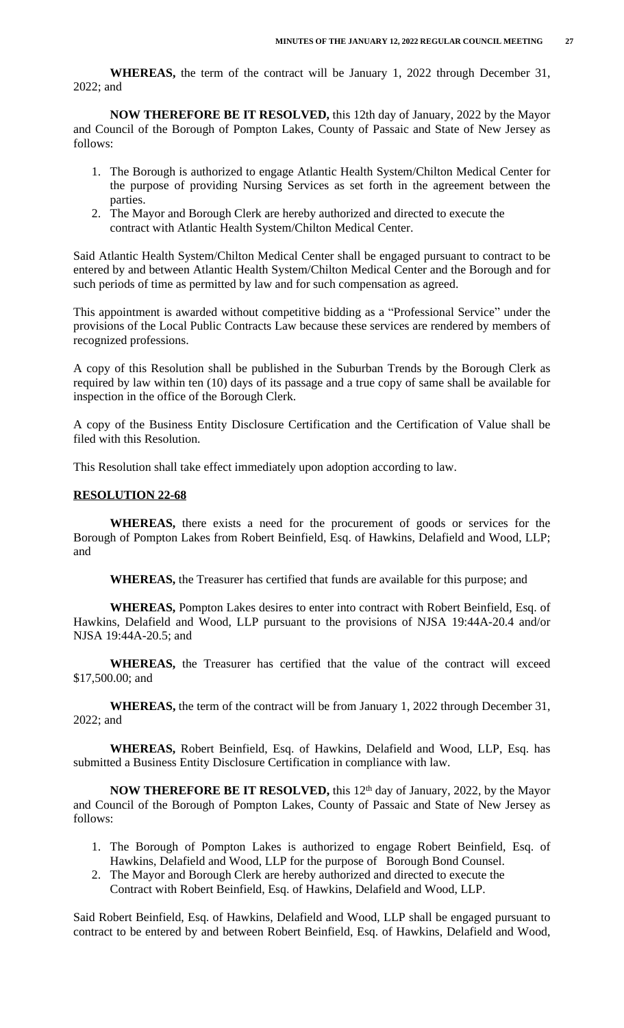**WHEREAS,** the term of the contract will be January 1, 2022 through December 31, 2022; and

**NOW THEREFORE BE IT RESOLVED,** this 12th day of January, 2022 by the Mayor and Council of the Borough of Pompton Lakes, County of Passaic and State of New Jersey as follows:

1. The Borough is authorized to engage Atlantic Health System/Chilton Medical Center for the purpose of providing Nursing Services as set forth in the agreement between the parties.
2. The Mayor and Borough Clerk are hereby authorized and directed to execute the contract with Atlantic Health System/Chilton Medical Center.

Said Atlantic Health System/Chilton Medical Center shall be engaged pursuant to contract to be entered by and between Atlantic Health System/Chilton Medical Center and the Borough and for such periods of time as permitted by law and for such compensation as agreed.

This appointment is awarded without competitive bidding as a "Professional Service" under the provisions of the Local Public Contracts Law because these services are rendered by members of recognized professions.

A copy of this Resolution shall be published in the Suburban Trends by the Borough Clerk as required by law within ten (10) days of its passage and a true copy of same shall be available for inspection in the office of the Borough Clerk.

A copy of the Business Entity Disclosure Certification and the Certification of Value shall be filed with this Resolution.

This Resolution shall take effect immediately upon adoption according to law.

**RESOLUTION 22-68**

**WHEREAS,** there exists a need for the procurement of goods or services for the Borough of Pompton Lakes from Robert Beinfield, Esq. of Hawkins, Delafield and Wood, LLP; and

**WHEREAS,** the Treasurer has certified that funds are available for this purpose; and

**WHEREAS,** Pompton Lakes desires to enter into contract with Robert Beinfield, Esq. of Hawkins, Delafield and Wood, LLP pursuant to the provisions of NJSA 19:44A-20.4 and/or NJSA 19:44A-20.5; and

**WHEREAS,** the Treasurer has certified that the value of the contract will exceed \$17,500.00; and

**WHEREAS,** the term of the contract will be from January 1, 2022 through December 31, 2022; and

**WHEREAS,** Robert Beinfield, Esq. of Hawkins, Delafield and Wood, LLP, Esq. has submitted a Business Entity Disclosure Certification in compliance with law.

**NOW THEREFORE BE IT RESOLVED,** this 12th day of January, 2022, by the Mayor and Council of the Borough of Pompton Lakes, County of Passaic and State of New Jersey as follows:

1. The Borough of Pompton Lakes is authorized to engage Robert Beinfield, Esq. of Hawkins, Delafield and Wood, LLP for the purpose of Borough Bond Counsel.
2. The Mayor and Borough Clerk are hereby authorized and directed to execute the Contract with Robert Beinfield, Esq. of Hawkins, Delafield and Wood, LLP.

Said Robert Beinfield, Esq. of Hawkins, Delafield and Wood, LLP shall be engaged pursuant to contract to be entered by and between Robert Beinfield, Esq. of Hawkins, Delafield and Wood,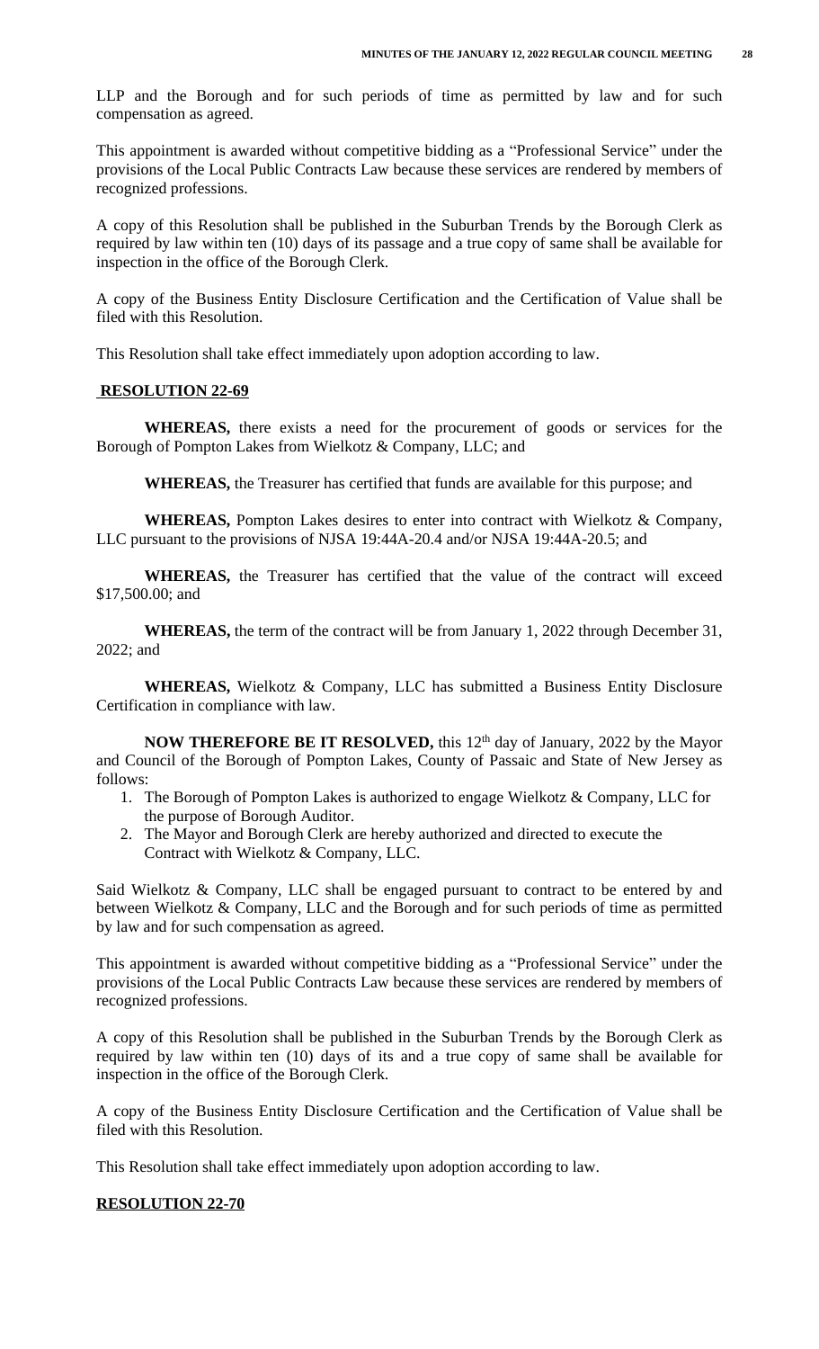LLP and the Borough and for such periods of time as permitted by law and for such compensation as agreed.

This appointment is awarded without competitive bidding as a "Professional Service" under the provisions of the Local Public Contracts Law because these services are rendered by members of recognized professions.

A copy of this Resolution shall be published in the Suburban Trends by the Borough Clerk as required by law within ten (10) days of its passage and a true copy of same shall be available for inspection in the office of the Borough Clerk.

A copy of the Business Entity Disclosure Certification and the Certification of Value shall be filed with this Resolution.

This Resolution shall take effect immediately upon adoption according to law.

**RESOLUTION 22-69**

**WHEREAS,** there exists a need for the procurement of goods or services for the Borough of Pompton Lakes from Wielkotz & Company, LLC; and

**WHEREAS,** the Treasurer has certified that funds are available for this purpose; and

**WHEREAS,** Pompton Lakes desires to enter into contract with Wielkotz & Company, LLC pursuant to the provisions of NJSA 19:44A-20.4 and/or NJSA 19:44A-20.5; and

**WHEREAS,** the Treasurer has certified that the value of the contract will exceed $17,500.00; and

**WHEREAS,** the term of the contract will be from January 1, 2022 through December 31, 2022; and

**WHEREAS,** Wielkotz & Company, LLC has submitted a Business Entity Disclosure Certification in compliance with law.

**NOW THEREFORE BE IT RESOLVED,** this 12th day of January, 2022 by the Mayor and Council of the Borough of Pompton Lakes, County of Passaic and State of New Jersey as follows:

1. The Borough of Pompton Lakes is authorized to engage Wielkotz & Company, LLC for the purpose of Borough Auditor.
2. The Mayor and Borough Clerk are hereby authorized and directed to execute the Contract with Wielkotz & Company, LLC.

Said Wielkotz & Company, LLC shall be engaged pursuant to contract to be entered by and between Wielkotz & Company, LLC and the Borough and for such periods of time as permitted by law and for such compensation as agreed.

This appointment is awarded without competitive bidding as a "Professional Service" under the provisions of the Local Public Contracts Law because these services are rendered by members of recognized professions.

A copy of this Resolution shall be published in the Suburban Trends by the Borough Clerk as required by law within ten (10) days of its and a true copy of same shall be available for inspection in the office of the Borough Clerk.

A copy of the Business Entity Disclosure Certification and the Certification of Value shall be filed with this Resolution.

This Resolution shall take effect immediately upon adoption according to law.

**RESOLUTION 22-70**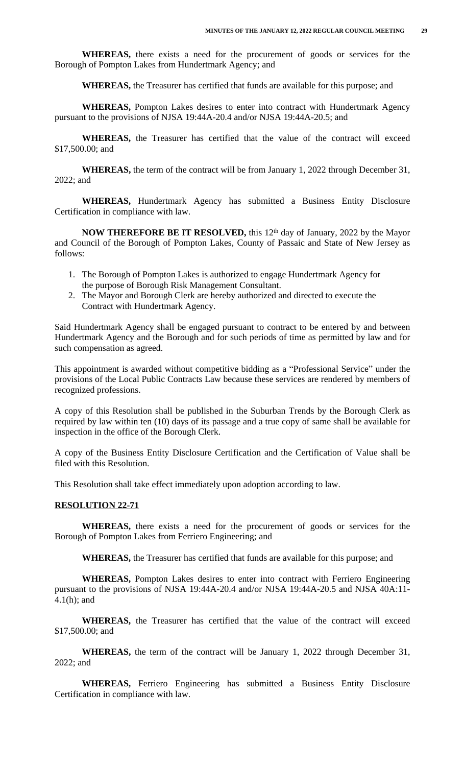**WHEREAS,** there exists a need for the procurement of goods or services for the Borough of Pompton Lakes from Hundertmark Agency; and

**WHEREAS,** the Treasurer has certified that funds are available for this purpose; and

**WHEREAS,** Pompton Lakes desires to enter into contract with Hundertmark Agency pursuant to the provisions of NJSA 19:44A-20.4 and/or NJSA 19:44A-20.5; and

**WHEREAS,** the Treasurer has certified that the value of the contract will exceed $17,500.00; and

**WHEREAS,** the term of the contract will be from January 1, 2022 through December 31, 2022; and

**WHEREAS,** Hundertmark Agency has submitted a Business Entity Disclosure Certification in compliance with law.

**NOW THEREFORE BE IT RESOLVED,** this 12th day of January, 2022 by the Mayor and Council of the Borough of Pompton Lakes, County of Passaic and State of New Jersey as follows:

1. The Borough of Pompton Lakes is authorized to engage Hundertmark Agency for the purpose of Borough Risk Management Consultant.
2. The Mayor and Borough Clerk are hereby authorized and directed to execute the Contract with Hundertmark Agency.

Said Hundertmark Agency shall be engaged pursuant to contract to be entered by and between Hundertmark Agency and the Borough and for such periods of time as permitted by law and for such compensation as agreed.

This appointment is awarded without competitive bidding as a "Professional Service" under the provisions of the Local Public Contracts Law because these services are rendered by members of recognized professions.

A copy of this Resolution shall be published in the Suburban Trends by the Borough Clerk as required by law within ten (10) days of its passage and a true copy of same shall be available for inspection in the office of the Borough Clerk.

A copy of the Business Entity Disclosure Certification and the Certification of Value shall be filed with this Resolution.

This Resolution shall take effect immediately upon adoption according to law.

**RESOLUTION 22-71**

**WHEREAS,** there exists a need for the procurement of goods or services for the Borough of Pompton Lakes from Ferriero Engineering; and

**WHEREAS,** the Treasurer has certified that funds are available for this purpose; and

**WHEREAS,** Pompton Lakes desires to enter into contract with Ferriero Engineering pursuant to the provisions of NJSA 19:44A-20.4 and/or NJSA 19:44A-20.5 and NJSA 40A:11-4.1(h); and

**WHEREAS,** the Treasurer has certified that the value of the contract will exceed $17,500.00; and

**WHEREAS,** the term of the contract will be January 1, 2022 through December 31, 2022; and

**WHEREAS,** Ferriero Engineering has submitted a Business Entity Disclosure Certification in compliance with law.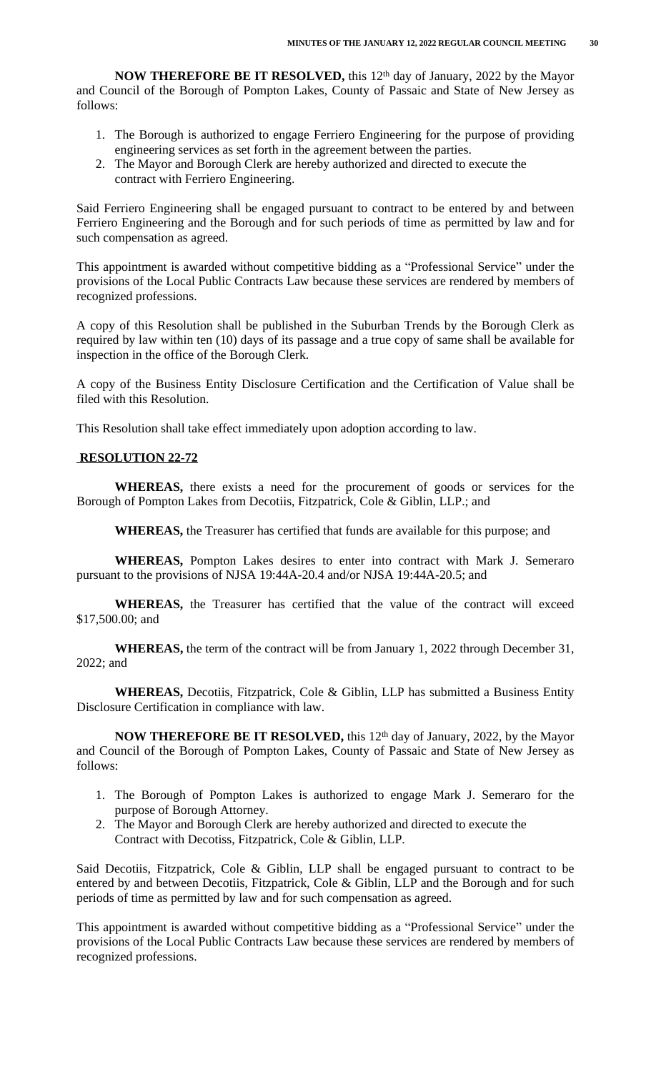**NOW THEREFORE BE IT RESOLVED,** this 12th day of January, 2022 by the Mayor and Council of the Borough of Pompton Lakes, County of Passaic and State of New Jersey as follows:

1. The Borough is authorized to engage Ferriero Engineering for the purpose of providing engineering services as set forth in the agreement between the parties.
2. The Mayor and Borough Clerk are hereby authorized and directed to execute the contract with Ferriero Engineering.

Said Ferriero Engineering shall be engaged pursuant to contract to be entered by and between Ferriero Engineering and the Borough and for such periods of time as permitted by law and for such compensation as agreed.

This appointment is awarded without competitive bidding as a "Professional Service" under the provisions of the Local Public Contracts Law because these services are rendered by members of recognized professions.

A copy of this Resolution shall be published in the Suburban Trends by the Borough Clerk as required by law within ten (10) days of its passage and a true copy of same shall be available for inspection in the office of the Borough Clerk.

A copy of the Business Entity Disclosure Certification and the Certification of Value shall be filed with this Resolution.

This Resolution shall take effect immediately upon adoption according to law.

**RESOLUTION 22-72**

**WHEREAS,** there exists a need for the procurement of goods or services for the Borough of Pompton Lakes from Decotiis, Fitzpatrick, Cole & Giblin, LLP.; and

**WHEREAS,** the Treasurer has certified that funds are available for this purpose; and

**WHEREAS,** Pompton Lakes desires to enter into contract with Mark J. Semeraro pursuant to the provisions of NJSA 19:44A-20.4 and/or NJSA 19:44A-20.5; and

**WHEREAS,** the Treasurer has certified that the value of the contract will exceed $17,500.00; and

**WHEREAS,** the term of the contract will be from January 1, 2022 through December 31, 2022; and

**WHEREAS,** Decotiis, Fitzpatrick, Cole & Giblin, LLP has submitted a Business Entity Disclosure Certification in compliance with law.

**NOW THEREFORE BE IT RESOLVED,** this 12th day of January, 2022, by the Mayor and Council of the Borough of Pompton Lakes, County of Passaic and State of New Jersey as follows:

1. The Borough of Pompton Lakes is authorized to engage Mark J. Semeraro for the purpose of Borough Attorney.
2. The Mayor and Borough Clerk are hereby authorized and directed to execute the Contract with Decotiss, Fitzpatrick, Cole & Giblin, LLP.

Said Decotiis, Fitzpatrick, Cole & Giblin, LLP shall be engaged pursuant to contract to be entered by and between Decotiis, Fitzpatrick, Cole & Giblin, LLP and the Borough and for such periods of time as permitted by law and for such compensation as agreed.

This appointment is awarded without competitive bidding as a "Professional Service" under the provisions of the Local Public Contracts Law because these services are rendered by members of recognized professions.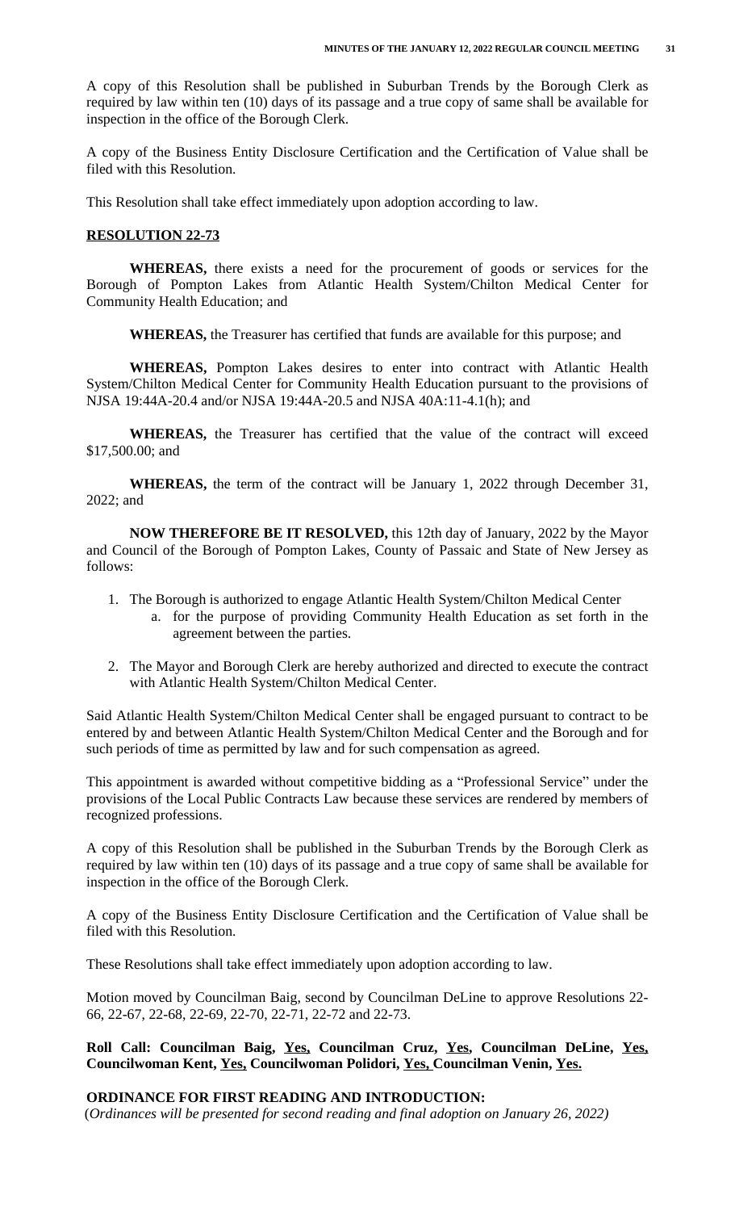A copy of this Resolution shall be published in Suburban Trends by the Borough Clerk as required by law within ten (10) days of its passage and a true copy of same shall be available for inspection in the office of the Borough Clerk.

A copy of the Business Entity Disclosure Certification and the Certification of Value shall be filed with this Resolution.

This Resolution shall take effect immediately upon adoption according to law.

**RESOLUTION 22-73**

**WHEREAS,** there exists a need for the procurement of goods or services for the Borough of Pompton Lakes from Atlantic Health System/Chilton Medical Center for Community Health Education; and

**WHEREAS,** the Treasurer has certified that funds are available for this purpose; and

**WHEREAS,** Pompton Lakes desires to enter into contract with Atlantic Health System/Chilton Medical Center for Community Health Education pursuant to the provisions of NJSA 19:44A-20.4 and/or NJSA 19:44A-20.5 and NJSA 40A:11-4.1(h); and

**WHEREAS,** the Treasurer has certified that the value of the contract will exceed $17,500.00; and

**WHEREAS,** the term of the contract will be January 1, 2022 through December 31, 2022; and

**NOW THEREFORE BE IT RESOLVED,** this 12th day of January, 2022 by the Mayor and Council of the Borough of Pompton Lakes, County of Passaic and State of New Jersey as follows:

1. The Borough is authorized to engage Atlantic Health System/Chilton Medical Center
   a. for the purpose of providing Community Health Education as set forth in the agreement between the parties.
2. The Mayor and Borough Clerk are hereby authorized and directed to execute the contract with Atlantic Health System/Chilton Medical Center.

Said Atlantic Health System/Chilton Medical Center shall be engaged pursuant to contract to be entered by and between Atlantic Health System/Chilton Medical Center and the Borough and for such periods of time as permitted by law and for such compensation as agreed.

This appointment is awarded without competitive bidding as a "Professional Service" under the provisions of the Local Public Contracts Law because these services are rendered by members of recognized professions.

A copy of this Resolution shall be published in the Suburban Trends by the Borough Clerk as required by law within ten (10) days of its passage and a true copy of same shall be available for inspection in the office of the Borough Clerk.

A copy of the Business Entity Disclosure Certification and the Certification of Value shall be filed with this Resolution.

These Resolutions shall take effect immediately upon adoption according to law.

Motion moved by Councilman Baig, second by Councilman DeLine to approve Resolutions 22-66, 22-67, 22-68, 22-69, 22-70, 22-71, 22-72 and 22-73.

**Roll Call: Councilman Baig, Yes, Councilman Cruz, Yes, Councilman DeLine, Yes, Councilwoman Kent, Yes, Councilwoman Polidori, Yes, Councilman Venin, Yes.**

**ORDINANCE FOR FIRST READING AND INTRODUCTION:**

*(Ordinances will be presented for second reading and final adoption on January 26, 2022)*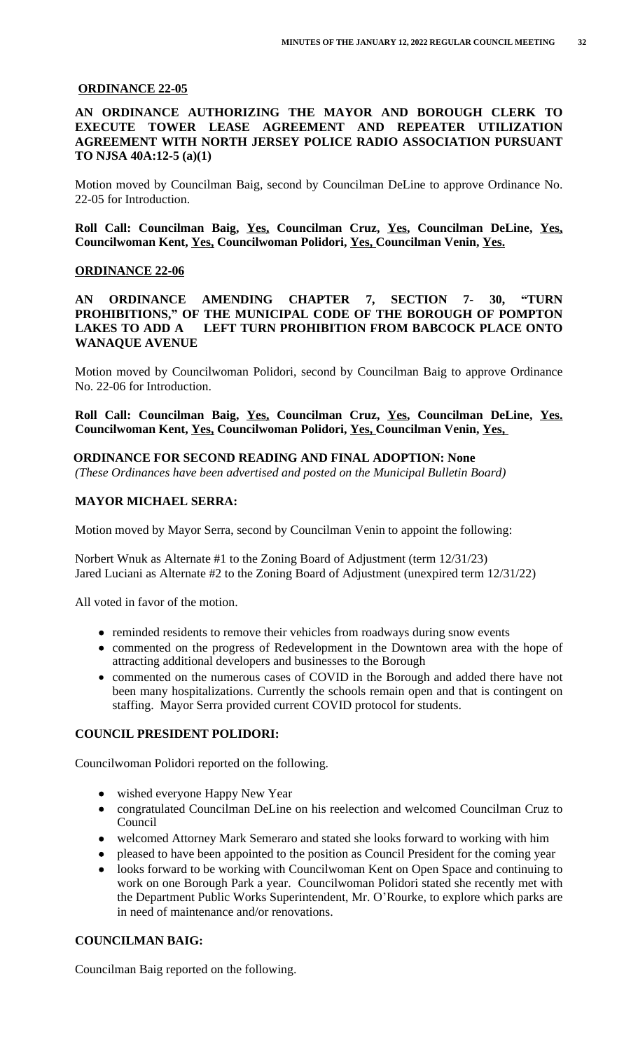**ORDINANCE 22-05**

**AN ORDINANCE AUTHORIZING THE MAYOR AND BOROUGH CLERK TO EXECUTE TOWER LEASE AGREEMENT AND REPEATER UTILIZATION AGREEMENT WITH NORTH JERSEY POLICE RADIO ASSOCIATION PURSUANT TO NJSA 40A:12-5 (a)(1)**

Motion moved by Councilman Baig, second by Councilman DeLine to approve Ordinance No. 22-05 for Introduction.

**Roll Call: Councilman Baig, Yes, Councilman Cruz, Yes, Councilman DeLine, Yes, Councilwoman Kent, Yes, Councilwoman Polidori, Yes, Councilman Venin, Yes.**

**ORDINANCE 22-06**

**AN ORDINANCE AMENDING CHAPTER 7, SECTION 7- 30, "TURN PROHIBITIONS," OF THE MUNICIPAL CODE OF THE BOROUGH OF POMPTON LAKES TO ADD A LEFT TURN PROHIBITION FROM BABCOCK PLACE ONTO WANAQUE AVENUE**

Motion moved by Councilwoman Polidori, second by Councilman Baig to approve Ordinance No. 22-06 for Introduction.

**Roll Call: Councilman Baig, Yes, Councilman Cruz, Yes, Councilman DeLine, Yes. Councilwoman Kent, Yes, Councilwoman Polidori, Yes, Councilman Venin, Yes,**

**ORDINANCE FOR SECOND READING AND FINAL ADOPTION: None**
*(These Ordinances have been advertised and posted on the Municipal Bulletin Board)*

**MAYOR MICHAEL SERRA:**

Motion moved by Mayor Serra, second by Councilman Venin to appoint the following:

Norbert Wnuk as Alternate #1 to the Zoning Board of Adjustment (term 12/31/23)
Jared Luciani as Alternate #2 to the Zoning Board of Adjustment (unexpired term 12/31/22)

All voted in favor of the motion.

- reminded residents to remove their vehicles from roadways during snow events
- commented on the progress of Redevelopment in the Downtown area with the hope of attracting additional developers and businesses to the Borough
- commented on the numerous cases of COVID in the Borough and added there have not been many hospitalizations. Currently the schools remain open and that is contingent on staffing. Mayor Serra provided current COVID protocol for students.

**COUNCIL PRESIDENT POLIDORI:**

Councilwoman Polidori reported on the following.

- wished everyone Happy New Year
- congratulated Councilman DeLine on his reelection and welcomed Councilman Cruz to Council
- welcomed Attorney Mark Semeraro and stated she looks forward to working with him
- pleased to have been appointed to the position as Council President for the coming year
- looks forward to be working with Councilwoman Kent on Open Space and continuing to work on one Borough Park a year. Councilwoman Polidori stated she recently met with the Department Public Works Superintendent, Mr. O'Rourke, to explore which parks are in need of maintenance and/or renovations.

**COUNCILMAN BAIG:**

Councilman Baig reported on the following.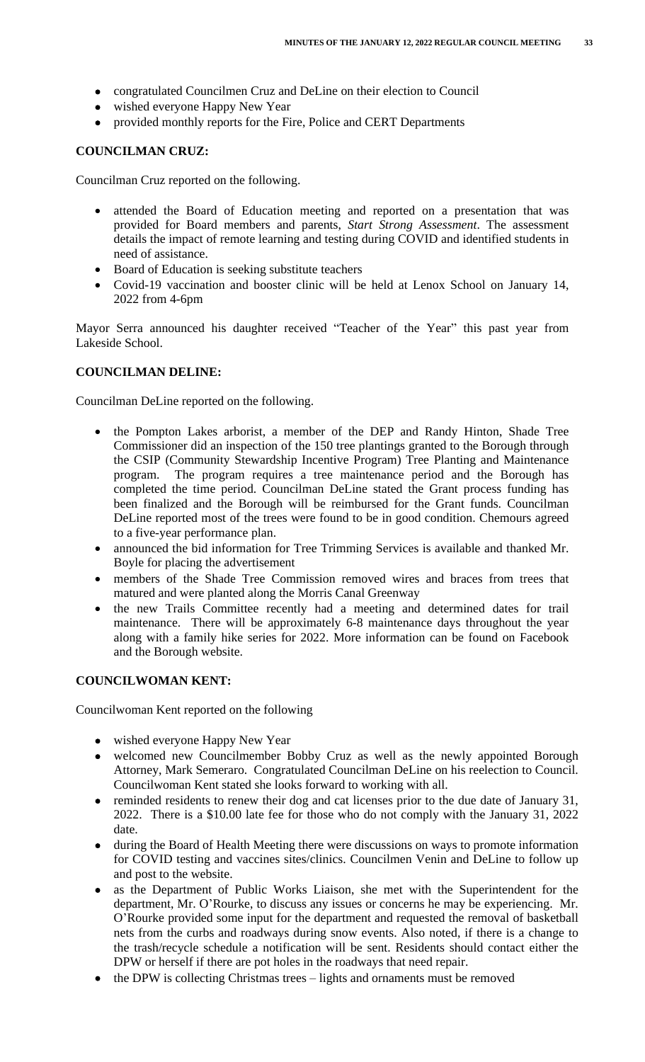- congratulated Councilmen Cruz and DeLine on their election to Council
- wished everyone Happy New Year
- provided monthly reports for the Fire, Police and CERT Departments

**COUNCILMAN CRUZ:**

Councilman Cruz reported on the following.

- attended the Board of Education meeting and reported on a presentation that was provided for Board members and parents, *Start Strong Assessment*. The assessment details the impact of remote learning and testing during COVID and identified students in need of assistance.
- Board of Education is seeking substitute teachers
- Covid-19 vaccination and booster clinic will be held at Lenox School on January 14, 2022 from 4-6pm

Mayor Serra announced his daughter received "Teacher of the Year" this past year from Lakeside School.

**COUNCILMAN DELINE:**

Councilman DeLine reported on the following.

- the Pompton Lakes arborist, a member of the DEP and Randy Hinton, Shade Tree Commissioner did an inspection of the 150 tree plantings granted to the Borough through the CSIP (Community Stewardship Incentive Program) Tree Planting and Maintenance program. The program requires a tree maintenance period and the Borough has completed the time period. Councilman DeLine stated the Grant process funding has been finalized and the Borough will be reimbursed for the Grant funds. Councilman DeLine reported most of the trees were found to be in good condition. Chemours agreed to a five-year performance plan.
- announced the bid information for Tree Trimming Services is available and thanked Mr. Boyle for placing the advertisement
- members of the Shade Tree Commission removed wires and braces from trees that matured and were planted along the Morris Canal Greenway
- the new Trails Committee recently had a meeting and determined dates for trail maintenance. There will be approximately 6-8 maintenance days throughout the year along with a family hike series for 2022. More information can be found on Facebook and the Borough website.

**COUNCILWOMAN KENT:**

Councilwoman Kent reported on the following

- wished everyone Happy New Year
- welcomed new Councilmember Bobby Cruz as well as the newly appointed Borough Attorney, Mark Semeraro. Congratulated Councilman DeLine on his reelection to Council. Councilwoman Kent stated she looks forward to working with all.
- reminded residents to renew their dog and cat licenses prior to the due date of January 31, 2022. There is a $10.00 late fee for those who do not comply with the January 31, 2022 date.
- during the Board of Health Meeting there were discussions on ways to promote information for COVID testing and vaccines sites/clinics. Councilmen Venin and DeLine to follow up and post to the website.
- as the Department of Public Works Liaison, she met with the Superintendent for the department, Mr. O'Rourke, to discuss any issues or concerns he may be experiencing. Mr. O'Rourke provided some input for the department and requested the removal of basketball nets from the curbs and roadways during snow events. Also noted, if there is a change to the trash/recycle schedule a notification will be sent. Residents should contact either the DPW or herself if there are pot holes in the roadways that need repair.
- the DPW is collecting Christmas trees – lights and ornaments must be removed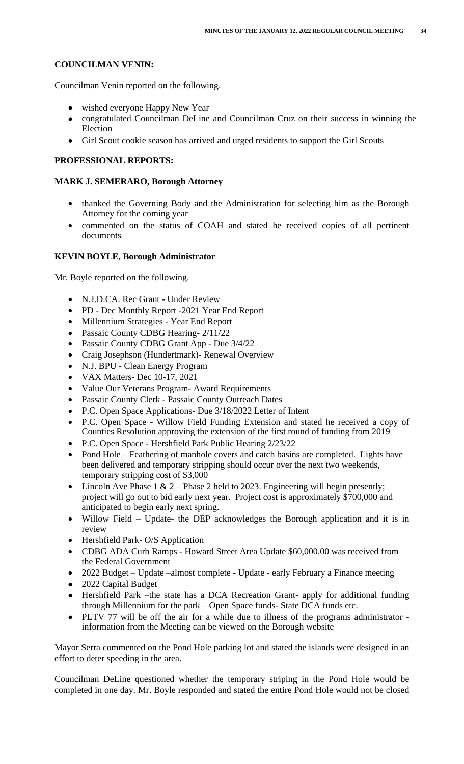**COUNCILMAN VENIN:**

Councilman Venin reported on the following.

- wished everyone Happy New Year
- congratulated Councilman DeLine and Councilman Cruz on their success in winning the Election
- Girl Scout cookie season has arrived and urged residents to support the Girl Scouts

**PROFESSIONAL REPORTS:**

**MARK J. SEMERARO, Borough Attorney**

- thanked the Governing Body and the Administration for selecting him as the Borough Attorney for the coming year
- commented on the status of COAH and stated he received copies of all pertinent documents

**KEVIN BOYLE, Borough Administrator**

Mr. Boyle reported on the following.

- N.J.D.CA. Rec Grant - Under Review
- PD - Dec Monthly Report -2021 Year End Report
- Millennium Strategies - Year End Report
- Passaic County CDBG Hearing- 2/11/22
- Passaic County CDBG Grant App - Due 3/4/22
- Craig Josephson (Hundertmark)- Renewal Overview
- N.J. BPU - Clean Energy Program
- VAX Matters- Dec 10-17, 2021
- Value Our Veterans Program- Award Requirements
- Passaic County Clerk - Passaic County Outreach Dates
- P.C. Open Space Applications- Due 3/18/2022 Letter of Intent
- P.C. Open Space - Willow Field Funding Extension and stated he received a copy of Counties Resolution approving the extension of the first round of funding from 2019
- P.C. Open Space - Hershfield Park Public Hearing 2/23/22
- Pond Hole – Feathering of manhole covers and catch basins are completed. Lights have been delivered and temporary stripping should occur over the next two weekends, temporary stripping cost of $3,000
- Lincoln Ave Phase 1 & 2 – Phase 2 held to 2023. Engineering will begin presently; project will go out to bid early next year. Project cost is approximately $700,000 and anticipated to begin early next spring.
- Willow Field – Update- the DEP acknowledges the Borough application and it is in review
- Hershfield Park- O/S Application
- CDBG ADA Curb Ramps - Howard Street Area Update $60,000.00 was received from the Federal Government
- 2022 Budget – Update –almost complete - Update - early February a Finance meeting
- 2022 Capital Budget
- Hershfield Park –the state has a DCA Recreation Grant- apply for additional funding through Millennium for the park – Open Space funds- State DCA funds etc.
- PLTV 77 will be off the air for a while due to illness of the programs administrator - information from the Meeting can be viewed on the Borough website

Mayor Serra commented on the Pond Hole parking lot and stated the islands were designed in an effort to deter speeding in the area.

Councilman DeLine questioned whether the temporary striping in the Pond Hole would be completed in one day. Mr. Boyle responded and stated the entire Pond Hole would not be closed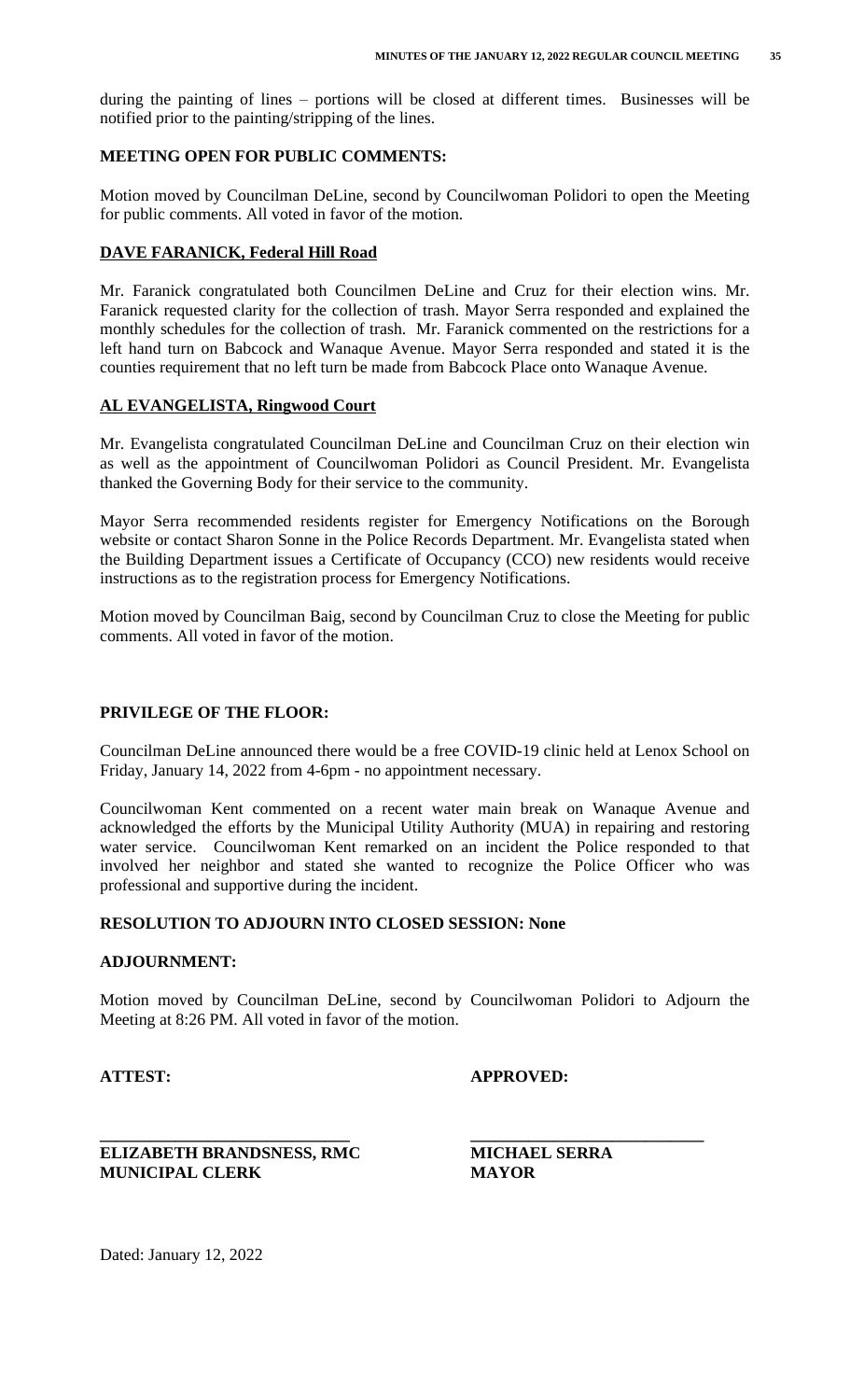during the painting of lines – portions will be closed at different times. Businesses will be notified prior to the painting/stripping of the lines.

**MEETING OPEN FOR PUBLIC COMMENTS:**

Motion moved by Councilman DeLine, second by Councilwoman Polidori to open the Meeting for public comments. All voted in favor of the motion.

**DAVE FARANICK, Federal Hill Road**

Mr. Faranick congratulated both Councilmen DeLine and Cruz for their election wins. Mr. Faranick requested clarity for the collection of trash. Mayor Serra responded and explained the monthly schedules for the collection of trash. Mr. Faranick commented on the restrictions for a left hand turn on Babcock and Wanaque Avenue. Mayor Serra responded and stated it is the counties requirement that no left turn be made from Babcock Place onto Wanaque Avenue.

**AL EVANGELISTA, Ringwood Court**

Mr. Evangelista congratulated Councilman DeLine and Councilman Cruz on their election win as well as the appointment of Councilwoman Polidori as Council President. Mr. Evangelista thanked the Governing Body for their service to the community.

Mayor Serra recommended residents register for Emergency Notifications on the Borough website or contact Sharon Sonne in the Police Records Department. Mr. Evangelista stated when the Building Department issues a Certificate of Occupancy (CCO) new residents would receive instructions as to the registration process for Emergency Notifications.

Motion moved by Councilman Baig, second by Councilman Cruz to close the Meeting for public comments. All voted in favor of the motion.

**PRIVILEGE OF THE FLOOR:**

Councilman DeLine announced there would be a free COVID-19 clinic held at Lenox School on Friday, January 14, 2022 from 4-6pm - no appointment necessary.

Councilwoman Kent commented on a recent water main break on Wanaque Avenue and acknowledged the efforts by the Municipal Utility Authority (MUA) in repairing and restoring water service. Councilwoman Kent remarked on an incident the Police responded to that involved her neighbor and stated she wanted to recognize the Police Officer who was professional and supportive during the incident.

**RESOLUTION TO ADJOURN INTO CLOSED SESSION: None**

**ADJOURNMENT:**

Motion moved by Councilman DeLine, second by Councilwoman Polidori to Adjourn the Meeting at 8:26 PM. All voted in favor of the motion.

**ATTEST:** **APPROVED:**

\_\_\_\_\_\_\_\_\_\_\_\_\_\_\_\_\_\_\_\_\_\_\_\_\_\_\_\_\_\_ \_\_\_\_\_\_\_\_\_\_\_\_\_\_\_\_\_\_\_\_\_\_\_\_\_\_\_\_

**ELIZABETH BRANDSNESS, RMC**
**MUNICIPAL CLERK**

**MICHAEL SERRA**
**MAYOR**

Dated: January 12, 2022